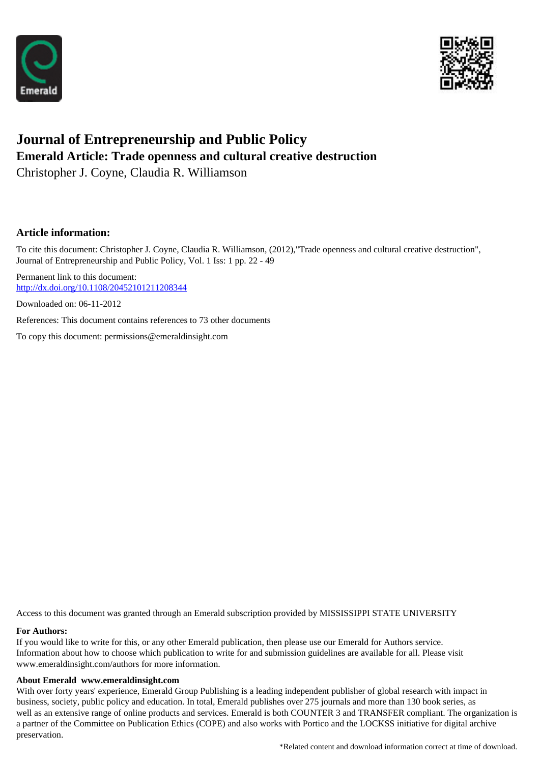# Journal of Entrepreneurship and Public Policy

## Emerald Article: Trade openness and cultural creative destruction

Christopher J. Coyne, Claudia R. Williamson

### Article information:

To cite this document: Christopher J. Coyne, Claudia R. Williamson, (2012),"Trade openness and cultural creative destruction", Journal of Entrepreneurship and Public Policy, Vol. 1 Iss: 1 pp. 22 - 49

Permanent link to this document:
http://dx.doi.org/10.1108/20452101211208344

Downloaded on: 06-11-2012

References: This document contains references to 73 other documents

To copy this document: permissions@emeraldinsight.com

Access to this document was granted through an Emerald subscription provided by MISSISSIPPI STATE UNIVERSITY

**For Authors:**

If you would like to write for this, or any other Emerald publication, then please use our Emerald for Authors service. Information about how to choose which publication to write for and submission guidelines are available for all. Please visit www.emeraldinsight.com/authors for more information.

**About Emerald www.emeraldinsight.com**

With over forty years' experience, Emerald Group Publishing is a leading independent publisher of global research with impact in business, society, public policy and education. In total, Emerald publishes over 275 journals and more than 130 book series, as well as an extensive range of online products and services. Emerald is both COUNTER 3 and TRANSFER compliant. The organization is a partner of the Committee on Publication Ethics (COPE) and also works with Portico and the LOCKSS initiative for digital archive preservation.

*Related content and download information correct at time of download.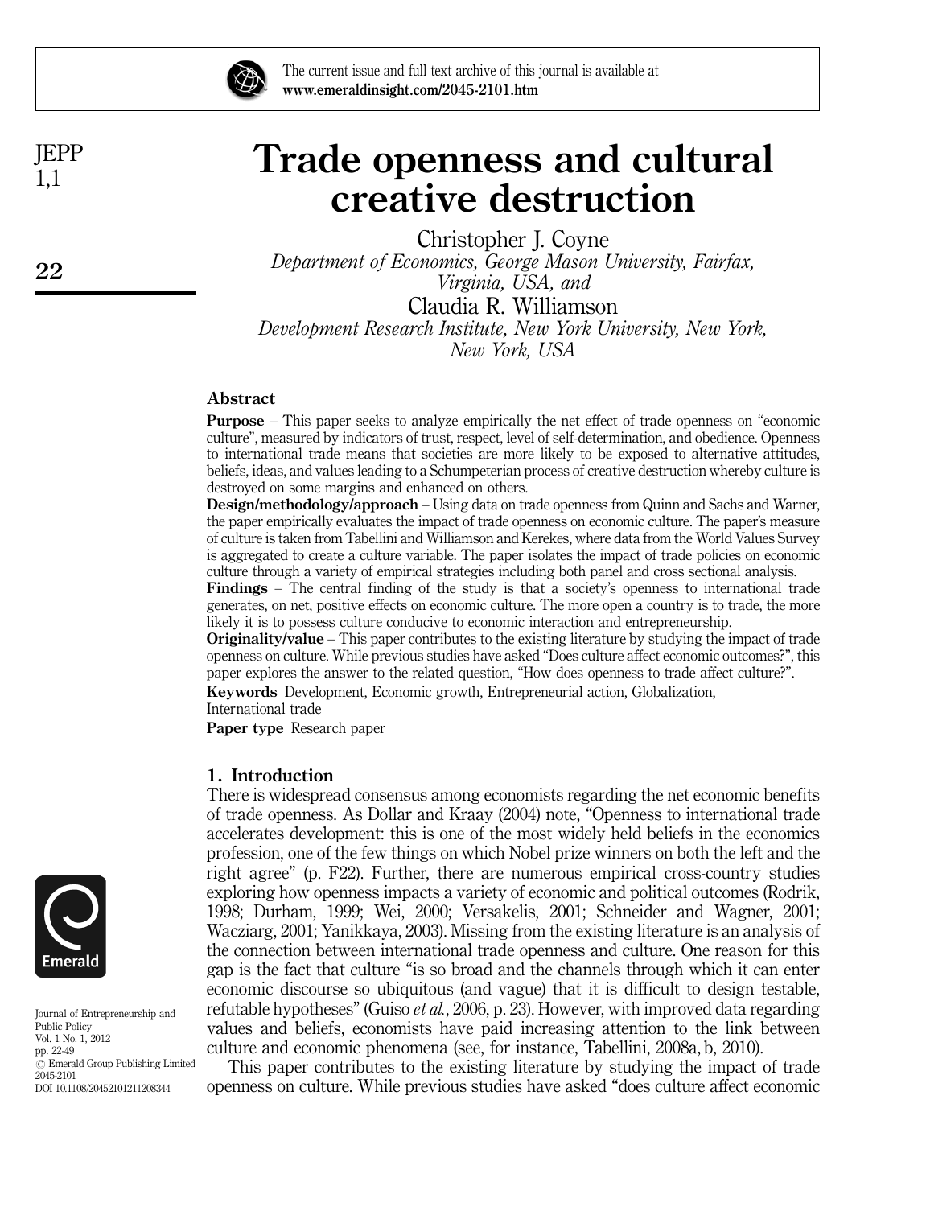# Trade openness and cultural creative destruction

Christopher J. Coyne
*Department of Economics, George Mason University, Fairfax, Virginia, USA, and*

Claudia R. Williamson
*Development Research Institute, New York University, New York, New York, USA*

## Abstract

**Purpose** – This paper seeks to analyze empirically the net effect of trade openness on "economic culture", measured by indicators of trust, respect, level of self-determination, and obedience. Openness to international trade means that societies are more likely to be exposed to alternative attitudes, beliefs, ideas, and values leading to a Schumpeterian process of creative destruction whereby culture is destroyed on some margins and enhanced on others.

**Design/methodology/approach** – Using data on trade openness from Quinn and Sachs and Warner, the paper empirically evaluates the impact of trade openness on economic culture. The paper's measure of culture is taken from Tabellini and Williamson and Kerekes, where data from the World Values Survey is aggregated to create a culture variable. The paper isolates the impact of trade policies on economic culture through a variety of empirical strategies including both panel and cross sectional analysis.

**Findings** – The central finding of the study is that a society's openness to international trade generates, on net, positive effects on economic culture. The more open a country is to trade, the more likely it is to possess culture conducive to economic interaction and entrepreneurship.

**Originality/value** – This paper contributes to the existing literature by studying the impact of trade openness on culture. While previous studies have asked "Does culture affect economic outcomes?", this paper explores the answer to the related question, "How does openness to trade affect culture?".

**Keywords** Development, Economic growth, Entrepreneurial action, Globalization, International trade

**Paper type** Research paper

## 1. Introduction

There is widespread consensus among economists regarding the net economic benefits of trade openness. As Dollar and Kraay (2004) note, "Openness to international trade accelerates development: this is one of the most widely held beliefs in the economics profession, one of the few things on which Nobel prize winners on both the left and the right agree" (p. F22). Further, there are numerous empirical cross-country studies exploring how openness impacts a variety of economic and political outcomes (Rodrik, 1998; Durham, 1999; Wei, 2000; Versakelis, 2001; Schneider and Wagner, 2001; Wacziarg, 2001; Yanikkaya, 2003). Missing from the existing literature is an analysis of the connection between international trade openness and culture. One reason for this gap is the fact that culture "is so broad and the channels through which it can enter economic discourse so ubiquitous (and vague) that it is difficult to design testable, refutable hypotheses" (Guiso *et al.*, 2006, p. 23). However, with improved data regarding values and beliefs, economists have paid increasing attention to the link between culture and economic phenomena (see, for instance, Tabellini, 2008a, b, 2010).

This paper contributes to the existing literature by studying the impact of trade openness on culture. While previous studies have asked "does culture affect economic

Journal of Entrepreneurship and Public Policy
Vol. 1 No. 1, 2012
pp. 22-49
© Emerald Group Publishing Limited
2045-2101
DOI 10.1108/20452101211208344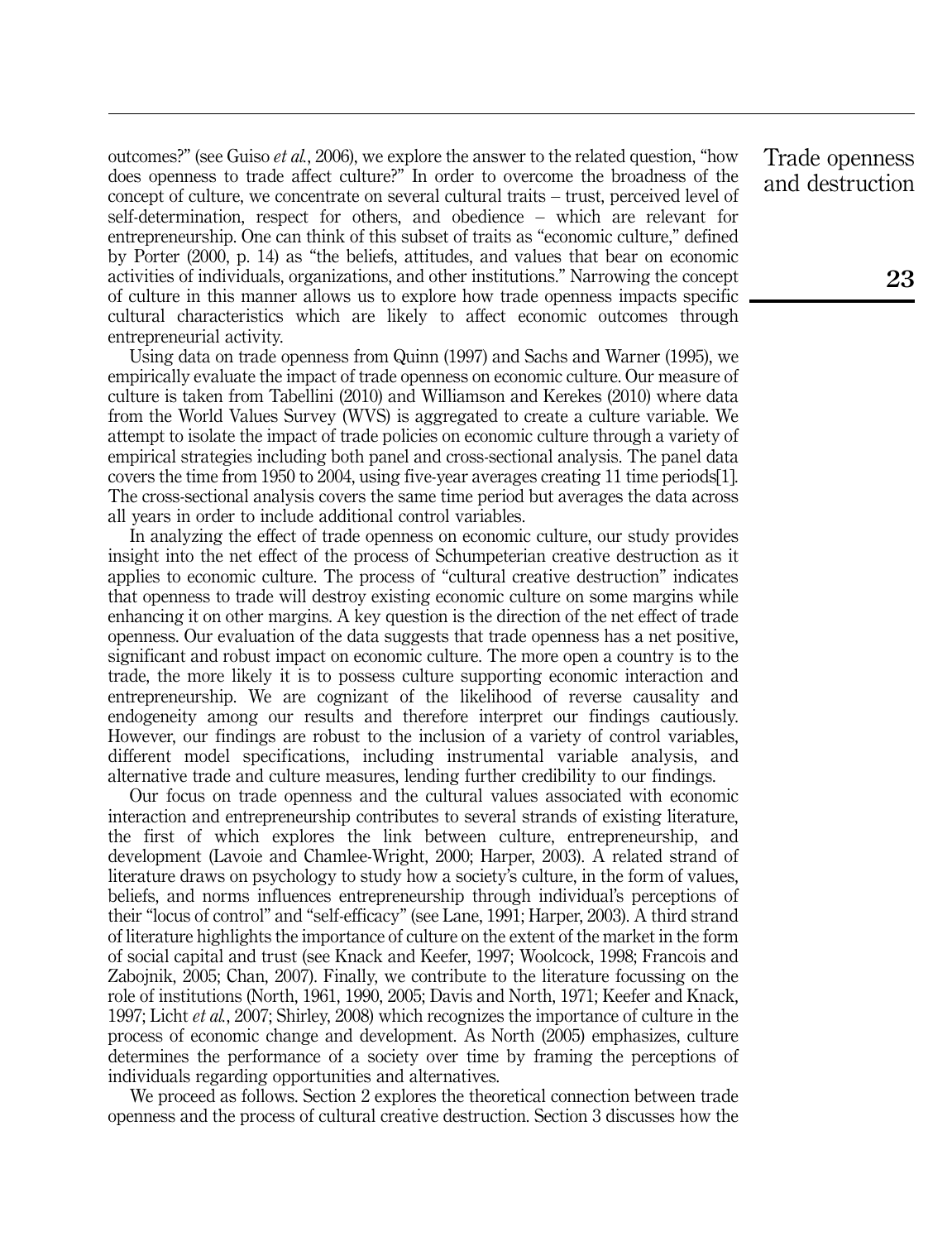outcomes?" (see Guiso *et al.*, 2006), we explore the answer to the related question, "how does openness to trade affect culture?" In order to overcome the broadness of the concept of culture, we concentrate on several cultural traits – trust, perceived level of self-determination, respect for others, and obedience – which are relevant for entrepreneurship. One can think of this subset of traits as "economic culture," defined by Porter (2000, p. 14) as "the beliefs, attitudes, and values that bear on economic activities of individuals, organizations, and other institutions." Narrowing the concept of culture in this manner allows us to explore how trade openness impacts specific cultural characteristics which are likely to affect economic outcomes through entrepreneurial activity.

Using data on trade openness from Quinn (1997) and Sachs and Warner (1995), we empirically evaluate the impact of trade openness on economic culture. Our measure of culture is taken from Tabellini (2010) and Williamson and Kerekes (2010) where data from the World Values Survey (WVS) is aggregated to create a culture variable. We attempt to isolate the impact of trade policies on economic culture through a variety of empirical strategies including both panel and cross-sectional analysis. The panel data covers the time from 1950 to 2004, using five-year averages creating 11 time periods[1]. The cross-sectional analysis covers the same time period but averages the data across all years in order to include additional control variables.

In analyzing the effect of trade openness on economic culture, our study provides insight into the net effect of the process of Schumpeterian creative destruction as it applies to economic culture. The process of "cultural creative destruction" indicates that openness to trade will destroy existing economic culture on some margins while enhancing it on other margins. A key question is the direction of the net effect of trade openness. Our evaluation of the data suggests that trade openness has a net positive, significant and robust impact on economic culture. The more open a country is to the trade, the more likely it is to possess culture supporting economic interaction and entrepreneurship. We are cognizant of the likelihood of reverse causality and endogeneity among our results and therefore interpret our findings cautiously. However, our findings are robust to the inclusion of a variety of control variables, different model specifications, including instrumental variable analysis, and alternative trade and culture measures, lending further credibility to our findings.

Our focus on trade openness and the cultural values associated with economic interaction and entrepreneurship contributes to several strands of existing literature, the first of which explores the link between culture, entrepreneurship, and development (Lavoie and Chamlee-Wright, 2000; Harper, 2003). A related strand of literature draws on psychology to study how a society's culture, in the form of values, beliefs, and norms influences entrepreneurship through individual's perceptions of their "locus of control" and "self-efficacy" (see Lane, 1991; Harper, 2003). A third strand of literature highlights the importance of culture on the extent of the market in the form of social capital and trust (see Knack and Keefer, 1997; Woolcock, 1998; Francois and Zabojnik, 2005; Chan, 2007). Finally, we contribute to the literature focussing on the role of institutions (North, 1961, 1990, 2005; Davis and North, 1971; Keefer and Knack, 1997; Licht *et al.*, 2007; Shirley, 2008) which recognizes the importance of culture in the process of economic change and development. As North (2005) emphasizes, culture determines the performance of a society over time by framing the perceptions of individuals regarding opportunities and alternatives.

We proceed as follows. Section 2 explores the theoretical connection between trade openness and the process of cultural creative destruction. Section 3 discusses how the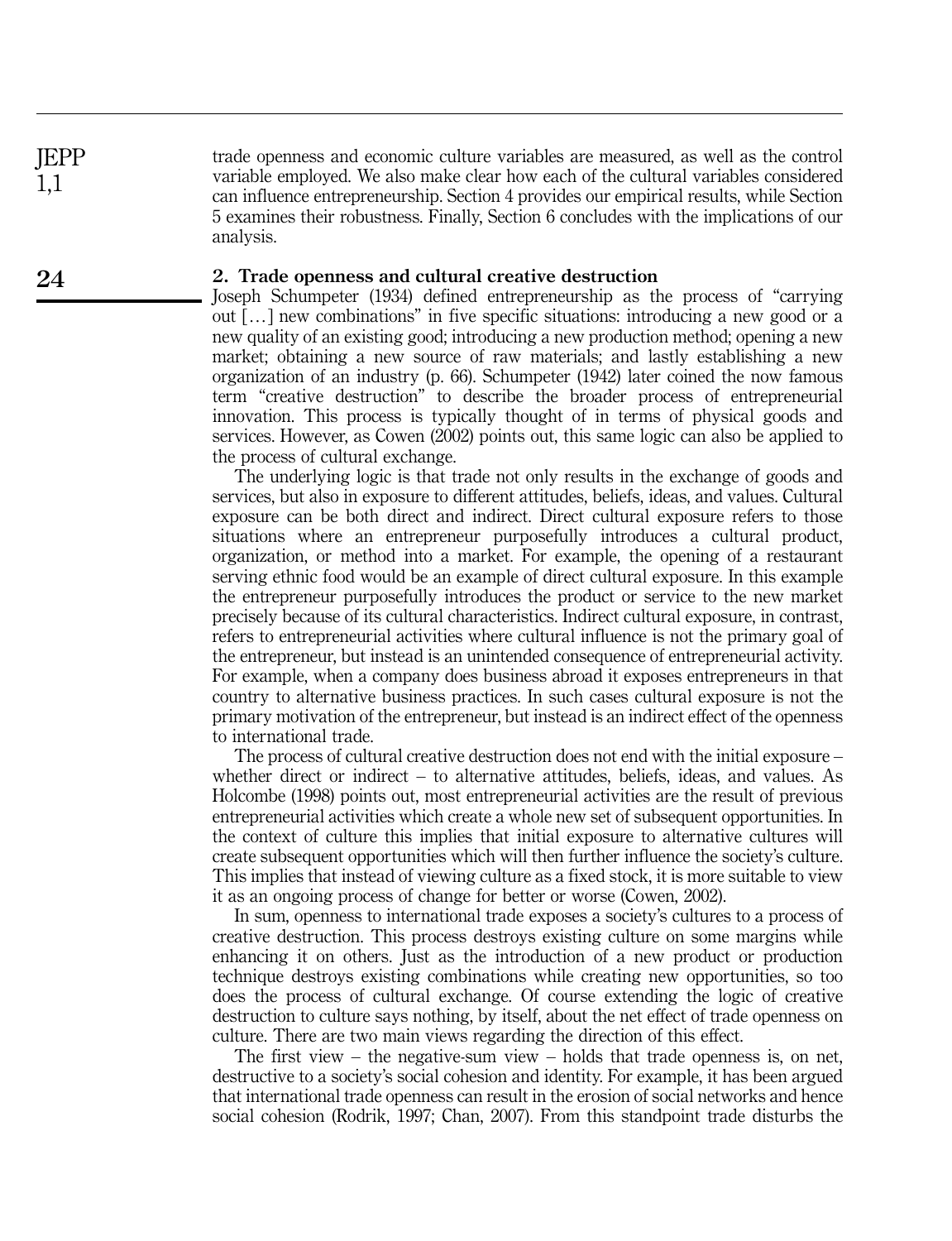trade openness and economic culture variables are measured, as well as the control variable employed. We also make clear how each of the cultural variables considered can influence entrepreneurship. Section 4 provides our empirical results, while Section 5 examines their robustness. Finally, Section 6 concludes with the implications of our analysis.

## 2. Trade openness and cultural creative destruction

Joseph Schumpeter (1934) defined entrepreneurship as the process of "carrying out […] new combinations" in five specific situations: introducing a new good or a new quality of an existing good; introducing a new production method; opening a new market; obtaining a new source of raw materials; and lastly establishing a new organization of an industry (p. 66). Schumpeter (1942) later coined the now famous term "creative destruction" to describe the broader process of entrepreneurial innovation. This process is typically thought of in terms of physical goods and services. However, as Cowen (2002) points out, this same logic can also be applied to the process of cultural exchange.

The underlying logic is that trade not only results in the exchange of goods and services, but also in exposure to different attitudes, beliefs, ideas, and values. Cultural exposure can be both direct and indirect. Direct cultural exposure refers to those situations where an entrepreneur purposefully introduces a cultural product, organization, or method into a market. For example, the opening of a restaurant serving ethnic food would be an example of direct cultural exposure. In this example the entrepreneur purposefully introduces the product or service to the new market precisely because of its cultural characteristics. Indirect cultural exposure, in contrast, refers to entrepreneurial activities where cultural influence is not the primary goal of the entrepreneur, but instead is an unintended consequence of entrepreneurial activity. For example, when a company does business abroad it exposes entrepreneurs in that country to alternative business practices. In such cases cultural exposure is not the primary motivation of the entrepreneur, but instead is an indirect effect of the openness to international trade.

The process of cultural creative destruction does not end with the initial exposure – whether direct or indirect – to alternative attitudes, beliefs, ideas, and values. As Holcombe (1998) points out, most entrepreneurial activities are the result of previous entrepreneurial activities which create a whole new set of subsequent opportunities. In the context of culture this implies that initial exposure to alternative cultures will create subsequent opportunities which will then further influence the society's culture. This implies that instead of viewing culture as a fixed stock, it is more suitable to view it as an ongoing process of change for better or worse (Cowen, 2002).

In sum, openness to international trade exposes a society's cultures to a process of creative destruction. This process destroys existing culture on some margins while enhancing it on others. Just as the introduction of a new product or production technique destroys existing combinations while creating new opportunities, so too does the process of cultural exchange. Of course extending the logic of creative destruction to culture says nothing, by itself, about the net effect of trade openness on culture. There are two main views regarding the direction of this effect.

The first view – the negative-sum view – holds that trade openness is, on net, destructive to a society's social cohesion and identity. For example, it has been argued that international trade openness can result in the erosion of social networks and hence social cohesion (Rodrik, 1997; Chan, 2007). From this standpoint trade disturbs the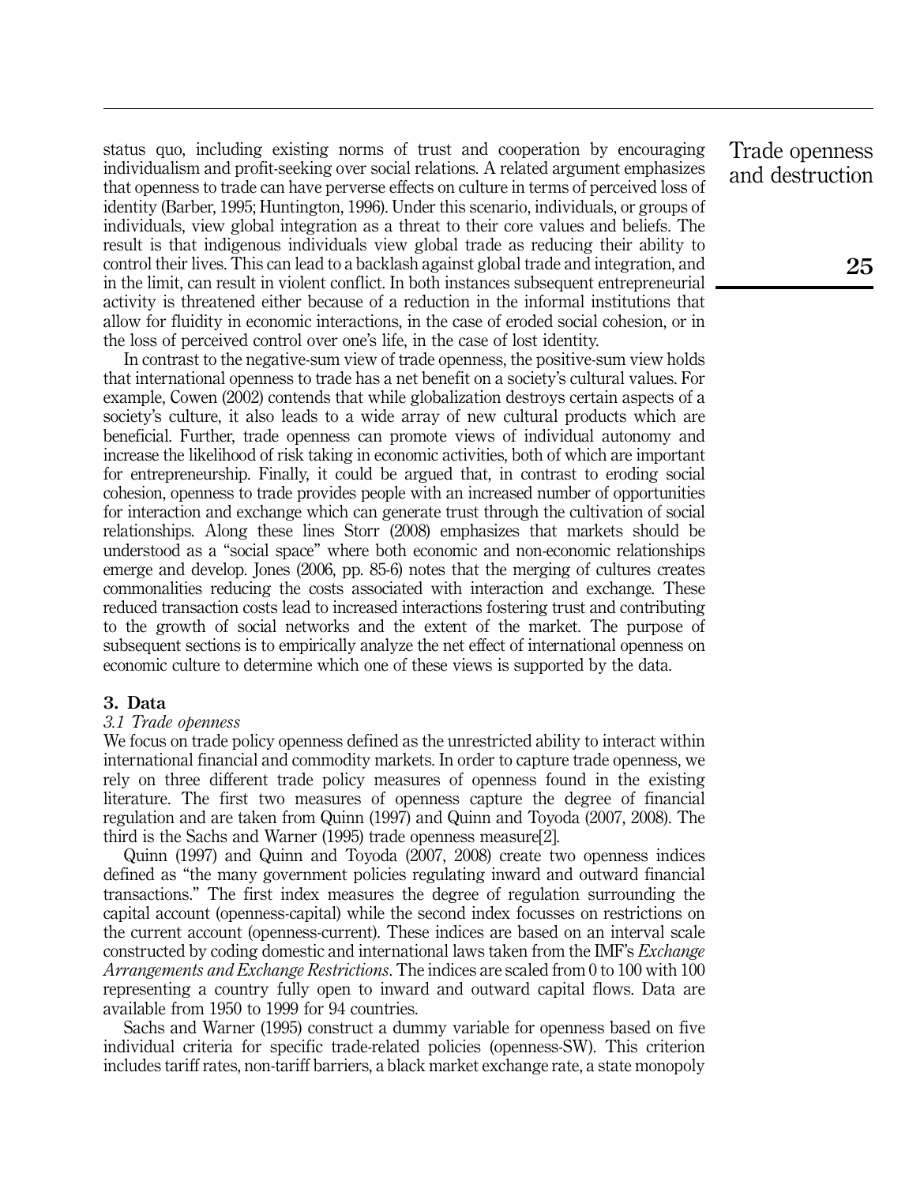status quo, including existing norms of trust and cooperation by encouraging individualism and profit-seeking over social relations. A related argument emphasizes that openness to trade can have perverse effects on culture in terms of perceived loss of identity (Barber, 1995; Huntington, 1996). Under this scenario, individuals, or groups of individuals, view global integration as a threat to their core values and beliefs. The result is that indigenous individuals view global trade as reducing their ability to control their lives. This can lead to a backlash against global trade and integration, and in the limit, can result in violent conflict. In both instances subsequent entrepreneurial activity is threatened either because of a reduction in the informal institutions that allow for fluidity in economic interactions, in the case of eroded social cohesion, or in the loss of perceived control over one's life, in the case of lost identity.

In contrast to the negative-sum view of trade openness, the positive-sum view holds that international openness to trade has a net benefit on a society's cultural values. For example, Cowen (2002) contends that while globalization destroys certain aspects of a society's culture, it also leads to a wide array of new cultural products which are beneficial. Further, trade openness can promote views of individual autonomy and increase the likelihood of risk taking in economic activities, both of which are important for entrepreneurship. Finally, it could be argued that, in contrast to eroding social cohesion, openness to trade provides people with an increased number of opportunities for interaction and exchange which can generate trust through the cultivation of social relationships. Along these lines Storr (2008) emphasizes that markets should be understood as a "social space" where both economic and non-economic relationships emerge and develop. Jones (2006, pp. 85-6) notes that the merging of cultures creates commonalities reducing the costs associated with interaction and exchange. These reduced transaction costs lead to increased interactions fostering trust and contributing to the growth of social networks and the extent of the market. The purpose of subsequent sections is to empirically analyze the net effect of international openness on economic culture to determine which one of these views is supported by the data.

## 3. Data

### *3.1 Trade openness*

We focus on trade policy openness defined as the unrestricted ability to interact within international financial and commodity markets. In order to capture trade openness, we rely on three different trade policy measures of openness found in the existing literature. The first two measures of openness capture the degree of financial regulation and are taken from Quinn (1997) and Quinn and Toyoda (2007, 2008). The third is the Sachs and Warner (1995) trade openness measure[2].

Quinn (1997) and Quinn and Toyoda (2007, 2008) create two openness indices defined as "the many government policies regulating inward and outward financial transactions." The first index measures the degree of regulation surrounding the capital account (openness-capital) while the second index focusses on restrictions on the current account (openness-current). These indices are based on an interval scale constructed by coding domestic and international laws taken from the IMF's *Exchange Arrangements and Exchange Restrictions*. The indices are scaled from 0 to 100 with 100 representing a country fully open to inward and outward capital flows. Data are available from 1950 to 1999 for 94 countries.

Sachs and Warner (1995) construct a dummy variable for openness based on five individual criteria for specific trade-related policies (openness-SW). This criterion includes tariff rates, non-tariff barriers, a black market exchange rate, a state monopoly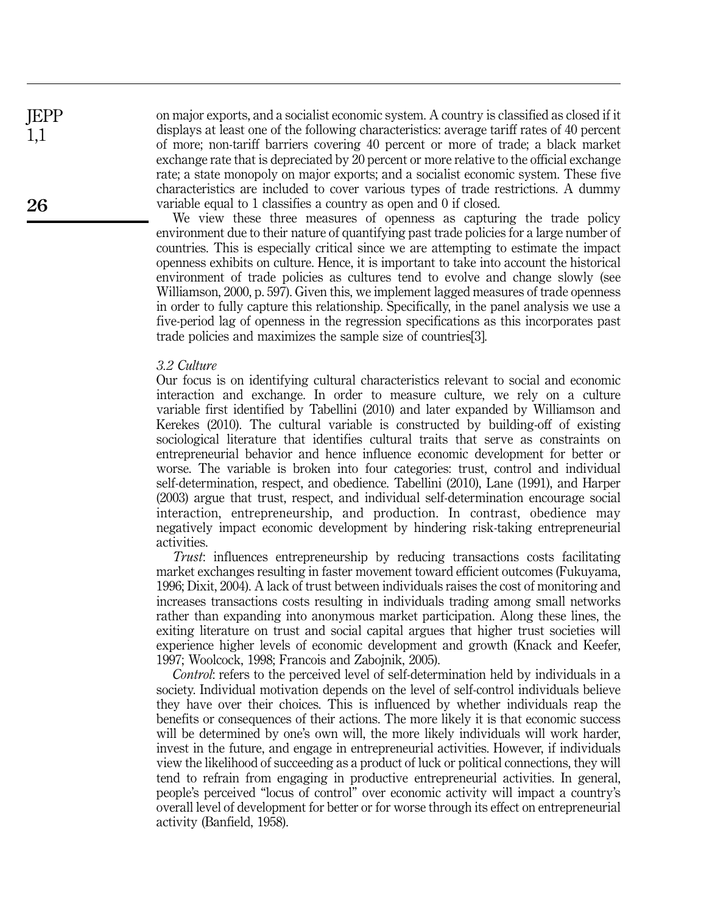on major exports, and a socialist economic system. A country is classified as closed if it displays at least one of the following characteristics: average tariff rates of 40 percent of more; non-tariff barriers covering 40 percent or more of trade; a black market exchange rate that is depreciated by 20 percent or more relative to the official exchange rate; a state monopoly on major exports; and a socialist economic system. These five characteristics are included to cover various types of trade restrictions. A dummy variable equal to 1 classifies a country as open and 0 if closed.

We view these three measures of openness as capturing the trade policy environment due to their nature of quantifying past trade policies for a large number of countries. This is especially critical since we are attempting to estimate the impact openness exhibits on culture. Hence, it is important to take into account the historical environment of trade policies as cultures tend to evolve and change slowly (see Williamson, 2000, p. 597). Given this, we implement lagged measures of trade openness in order to fully capture this relationship. Specifically, in the panel analysis we use a five-period lag of openness in the regression specifications as this incorporates past trade policies and maximizes the sample size of countries[3].

### *3.2 Culture*

Our focus is on identifying cultural characteristics relevant to social and economic interaction and exchange. In order to measure culture, we rely on a culture variable first identified by Tabellini (2010) and later expanded by Williamson and Kerekes (2010). The cultural variable is constructed by building-off of existing sociological literature that identifies cultural traits that serve as constraints on entrepreneurial behavior and hence influence economic development for better or worse. The variable is broken into four categories: trust, control and individual self-determination, respect, and obedience. Tabellini (2010), Lane (1991), and Harper (2003) argue that trust, respect, and individual self-determination encourage social interaction, entrepreneurship, and production. In contrast, obedience may negatively impact economic development by hindering risk-taking entrepreneurial activities.

*Trust*: influences entrepreneurship by reducing transactions costs facilitating market exchanges resulting in faster movement toward efficient outcomes (Fukuyama, 1996; Dixit, 2004). A lack of trust between individuals raises the cost of monitoring and increases transactions costs resulting in individuals trading among small networks rather than expanding into anonymous market participation. Along these lines, the exiting literature on trust and social capital argues that higher trust societies will experience higher levels of economic development and growth (Knack and Keefer, 1997; Woolcock, 1998; Francois and Zabojnik, 2005).

*Control*: refers to the perceived level of self-determination held by individuals in a society. Individual motivation depends on the level of self-control individuals believe they have over their choices. This is influenced by whether individuals reap the benefits or consequences of their actions. The more likely it is that economic success will be determined by one's own will, the more likely individuals will work harder, invest in the future, and engage in entrepreneurial activities. However, if individuals view the likelihood of succeeding as a product of luck or political connections, they will tend to refrain from engaging in productive entrepreneurial activities. In general, people's perceived "locus of control" over economic activity will impact a country's overall level of development for better or for worse through its effect on entrepreneurial activity (Banfield, 1958).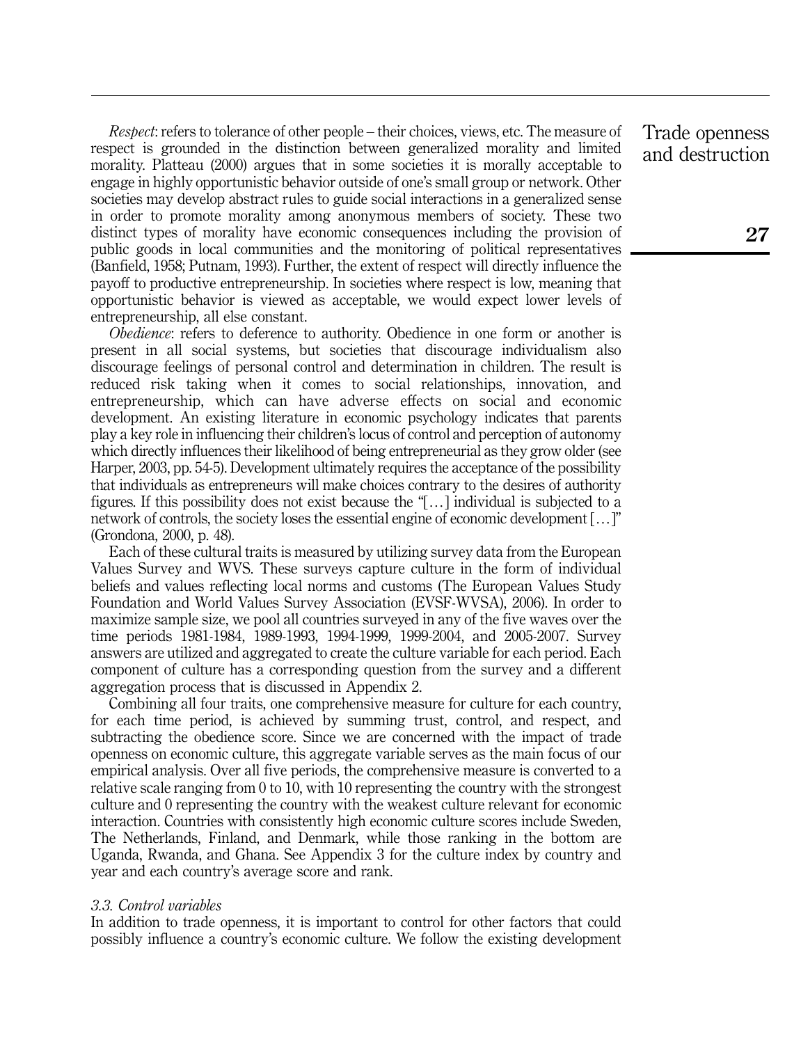*Respect*: refers to tolerance of other people – their choices, views, etc. The measure of respect is grounded in the distinction between generalized morality and limited morality. Platteau (2000) argues that in some societies it is morally acceptable to engage in highly opportunistic behavior outside of one's small group or network. Other societies may develop abstract rules to guide social interactions in a generalized sense in order to promote morality among anonymous members of society. These two distinct types of morality have economic consequences including the provision of public goods in local communities and the monitoring of political representatives (Banfield, 1958; Putnam, 1993). Further, the extent of respect will directly influence the payoff to productive entrepreneurship. In societies where respect is low, meaning that opportunistic behavior is viewed as acceptable, we would expect lower levels of entrepreneurship, all else constant.

*Obedience*: refers to deference to authority. Obedience in one form or another is present in all social systems, but societies that discourage individualism also discourage feelings of personal control and determination in children. The result is reduced risk taking when it comes to social relationships, innovation, and entrepreneurship, which can have adverse effects on social and economic development. An existing literature in economic psychology indicates that parents play a key role in influencing their children's locus of control and perception of autonomy which directly influences their likelihood of being entrepreneurial as they grow older (see Harper, 2003, pp. 54-5). Development ultimately requires the acceptance of the possibility that individuals as entrepreneurs will make choices contrary to the desires of authority figures. If this possibility does not exist because the "[…] individual is subjected to a network of controls, the society loses the essential engine of economic development […]" (Grondona, 2000, p. 48).

Each of these cultural traits is measured by utilizing survey data from the European Values Survey and WVS. These surveys capture culture in the form of individual beliefs and values reflecting local norms and customs (The European Values Study Foundation and World Values Survey Association (EVSF-WVSA), 2006). In order to maximize sample size, we pool all countries surveyed in any of the five waves over the time periods 1981-1984, 1989-1993, 1994-1999, 1999-2004, and 2005-2007. Survey answers are utilized and aggregated to create the culture variable for each period. Each component of culture has a corresponding question from the survey and a different aggregation process that is discussed in Appendix 2.

Combining all four traits, one comprehensive measure for culture for each country, for each time period, is achieved by summing trust, control, and respect, and subtracting the obedience score. Since we are concerned with the impact of trade openness on economic culture, this aggregate variable serves as the main focus of our empirical analysis. Over all five periods, the comprehensive measure is converted to a relative scale ranging from 0 to 10, with 10 representing the country with the strongest culture and 0 representing the country with the weakest culture relevant for economic interaction. Countries with consistently high economic culture scores include Sweden, The Netherlands, Finland, and Denmark, while those ranking in the bottom are Uganda, Rwanda, and Ghana. See Appendix 3 for the culture index by country and year and each country's average score and rank.

### *3.3. Control variables*

In addition to trade openness, it is important to control for other factors that could possibly influence a country's economic culture. We follow the existing development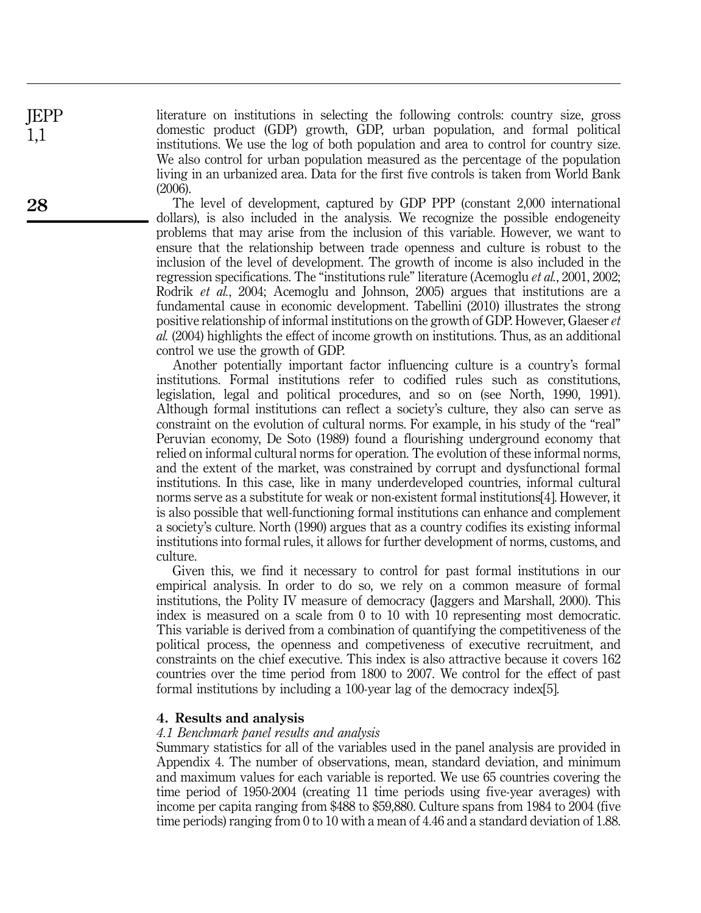literature on institutions in selecting the following controls: country size, gross domestic product (GDP) growth, GDP, urban population, and formal political institutions. We use the log of both population and area to control for country size. We also control for urban population measured as the percentage of the population living in an urbanized area. Data for the first five controls is taken from World Bank (2006).

The level of development, captured by GDP PPP (constant 2,000 international dollars), is also included in the analysis. We recognize the possible endogeneity problems that may arise from the inclusion of this variable. However, we want to ensure that the relationship between trade openness and culture is robust to the inclusion of the level of development. The growth of income is also included in the regression specifications. The "institutions rule" literature (Acemoglu *et al.*, 2001, 2002; Rodrik *et al.*, 2004; Acemoglu and Johnson, 2005) argues that institutions are a fundamental cause in economic development. Tabellini (2010) illustrates the strong positive relationship of informal institutions on the growth of GDP. However, Glaeser *et al.* (2004) highlights the effect of income growth on institutions. Thus, as an additional control we use the growth of GDP.

Another potentially important factor influencing culture is a country's formal institutions. Formal institutions refer to codified rules such as constitutions, legislation, legal and political procedures, and so on (see North, 1990, 1991). Although formal institutions can reflect a society's culture, they also can serve as constraint on the evolution of cultural norms. For example, in his study of the "real" Peruvian economy, De Soto (1989) found a flourishing underground economy that relied on informal cultural norms for operation. The evolution of these informal norms, and the extent of the market, was constrained by corrupt and dysfunctional formal institutions. In this case, like in many underdeveloped countries, informal cultural norms serve as a substitute for weak or non-existent formal institutions[4]. However, it is also possible that well-functioning formal institutions can enhance and complement a society's culture. North (1990) argues that as a country codifies its existing informal institutions into formal rules, it allows for further development of norms, customs, and culture.

Given this, we find it necessary to control for past formal institutions in our empirical analysis. In order to do so, we rely on a common measure of formal institutions, the Polity IV measure of democracy (Jaggers and Marshall, 2000). This index is measured on a scale from 0 to 10 with 10 representing most democratic. This variable is derived from a combination of quantifying the competitiveness of the political process, the openness and competiveness of executive recruitment, and constraints on the chief executive. This index is also attractive because it covers 162 countries over the time period from 1800 to 2007. We control for the effect of past formal institutions by including a 100-year lag of the democracy index[5].

## 4. Results and analysis

### *4.1 Benchmark panel results and analysis*

Summary statistics for all of the variables used in the panel analysis are provided in Appendix 4. The number of observations, mean, standard deviation, and minimum and maximum values for each variable is reported. We use 65 countries covering the time period of 1950-2004 (creating 11 time periods using five-year averages) with income per capita ranging from \$488 to \$59,880. Culture spans from 1984 to 2004 (five time periods) ranging from 0 to 10 with a mean of 4.46 and a standard deviation of 1.88.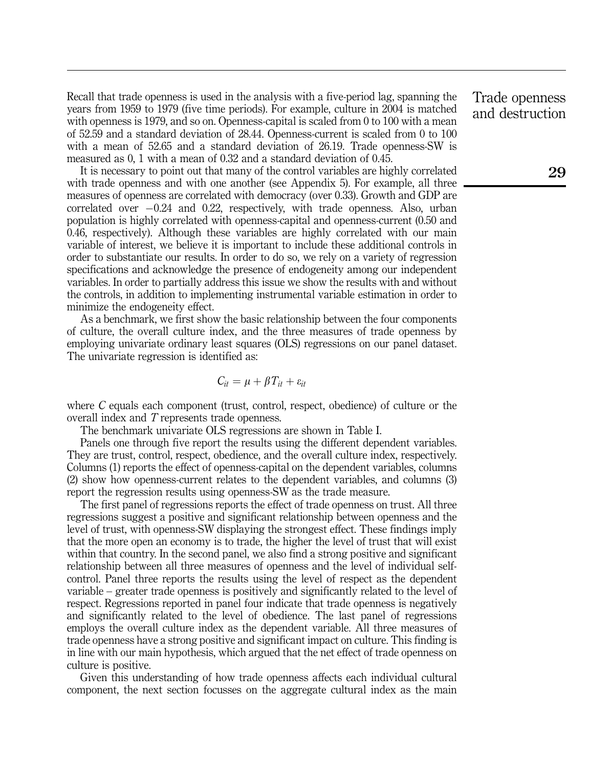Recall that trade openness is used in the analysis with a five-period lag, spanning the years from 1959 to 1979 (five time periods). For example, culture in 2004 is matched with openness is 1979, and so on. Openness-capital is scaled from 0 to 100 with a mean of 52.59 and a standard deviation of 28.44. Openness-current is scaled from 0 to 100 with a mean of 52.65 and a standard deviation of 26.19. Trade openness-SW is measured as 0, 1 with a mean of 0.32 and a standard deviation of 0.45.

It is necessary to point out that many of the control variables are highly correlated with trade openness and with one another (see Appendix 5). For example, all three measures of openness are correlated with democracy (over 0.33). Growth and GDP are correlated over −0.24 and 0.22, respectively, with trade openness. Also, urban population is highly correlated with openness-capital and openness-current (0.50 and 0.46, respectively). Although these variables are highly correlated with our main variable of interest, we believe it is important to include these additional controls in order to substantiate our results. In order to do so, we rely on a variety of regression specifications and acknowledge the presence of endogeneity among our independent variables. In order to partially address this issue we show the results with and without the controls, in addition to implementing instrumental variable estimation in order to minimize the endogeneity effect.

As a benchmark, we first show the basic relationship between the four components of culture, the overall culture index, and the three measures of trade openness by employing univariate ordinary least squares (OLS) regressions on our panel dataset. The univariate regression is identified as:

$$C_{it} = \mu + \beta T_{it} + \varepsilon_{it}$$

where $C$ equals each component (trust, control, respect, obedience) of culture or the overall index and $T$ represents trade openness.

The benchmark univariate OLS regressions are shown in Table I.

Panels one through five report the results using the different dependent variables. They are trust, control, respect, obedience, and the overall culture index, respectively. Columns (1) reports the effect of openness-capital on the dependent variables, columns (2) show how openness-current relates to the dependent variables, and columns (3) report the regression results using openness-SW as the trade measure.

The first panel of regressions reports the effect of trade openness on trust. All three regressions suggest a positive and significant relationship between openness and the level of trust, with openness-SW displaying the strongest effect. These findings imply that the more open an economy is to trade, the higher the level of trust that will exist within that country. In the second panel, we also find a strong positive and significant relationship between all three measures of openness and the level of individual self-control. Panel three reports the results using the level of respect as the dependent variable – greater trade openness is positively and significantly related to the level of respect. Regressions reported in panel four indicate that trade openness is negatively and significantly related to the level of obedience. The last panel of regressions employs the overall culture index as the dependent variable. All three measures of trade openness have a strong positive and significant impact on culture. This finding is in line with our main hypothesis, which argued that the net effect of trade openness on culture is positive.

Given this understanding of how trade openness affects each individual cultural component, the next section focusses on the aggregate cultural index as the main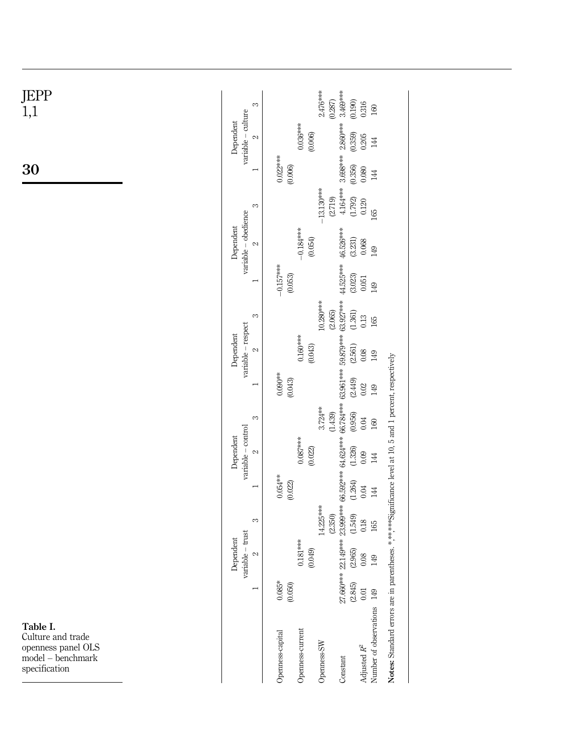**Table I.** Culture and trade openness panel OLS model – benchmark specification

| | Dependent variable – trust | | | Dependent variable – control | | | Dependent variable – respect | | | Dependent variable – obedience | | | Dependent variable – culture | | |
|---|---|---|---|---|---|---|---|---|---|---|---|---|---|---|---|
| | 1 | 2 | 3 | 1 | 2 | 3 | 1 | 2 | 3 | 1 | 2 | 3 | 1 | 2 | 3 |
| Openness-capital | 0.085* | | | 0.054** | | | 0.090** | | | −0.157*** | | | 0.022*** | | |
| | (0.050) | | | (0.022) | | | (0.043) | | | (0.053) | | | (0.006) | | |
| Openness-current | | 0.181*** | | | 0.087*** | | | 0.160*** | | | −0.184*** | | | 0.036*** | |
| | | (0.049) | | | (0.022) | | | (0.043) | | | (0.054) | | | (0.006) | |
| Openness-SW | | | 14.225*** | | | 3.724** | | | 10.280*** | | | −13.130*** | | | 2.476*** |
| | | | (2.350) | | | (1.439) | | | (2.065) | | | (2.719) | | | (0.287) |
| Constant | 27.660*** | 22.149*** | 23.999*** | 66.592*** | 64.624*** | 66.784*** | 63.961*** | 59.879*** | 63.927*** | 44.525*** | 46.526*** | 4.164*** | 3.698*** | 2.860*** | 3.469*** |
| | (2.845) | (2.965) | (1.549) | (1.264) | (1.326) | (0.956) | (2.449) | (2.561) | (1.361) | (3.023) | (3.231) | (1.792) | (0.356) | (0.359) | (0.190) |
| Adjusted $R^2$ | 0.01 | 0.08 | 0.18 | 0.04 | 0.09 | 0.04 | 0.02 | 0.08 | 0.13 | 0.051 | 0.068 | 0.120 | 0.080 | 0.205 | 0.316 |
| Number of observations | 149 | 149 | 165 | 144 | 144 | 160 | 149 | 149 | 165 | 149 | 149 | 165 | 144 | 144 | 160 |

**Notes:** Standard errors are in parentheses. *,**,***Significance level at 10, 5 and 1 percent, respectively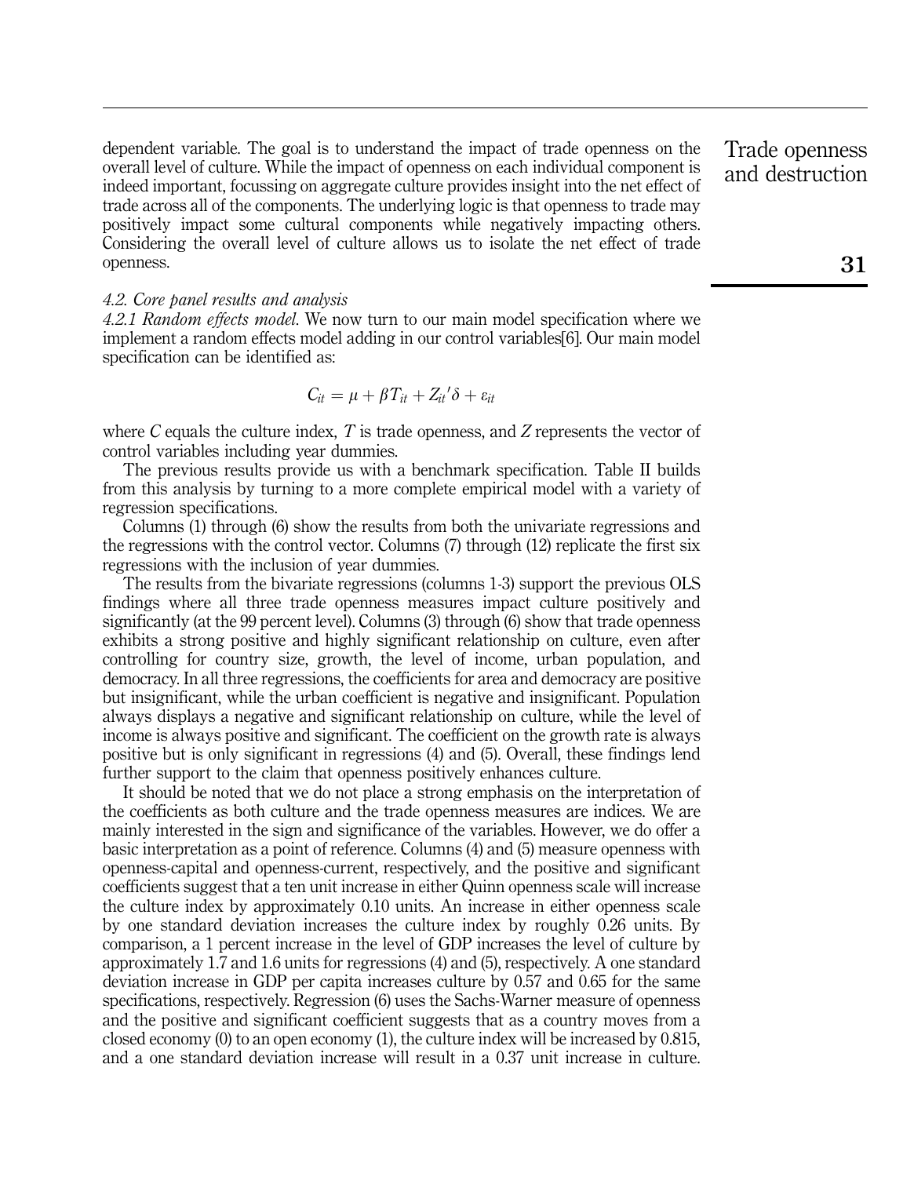dependent variable. The goal is to understand the impact of trade openness on the overall level of culture. While the impact of openness on each individual component is indeed important, focussing on aggregate culture provides insight into the net effect of trade across all of the components. The underlying logic is that openness to trade may positively impact some cultural components while negatively impacting others. Considering the overall level of culture allows us to isolate the net effect of trade openness.

### 4.2. *Core panel results and analysis*

*4.2.1 Random effects model.* We now turn to our main model specification where we implement a random effects model adding in our control variables[6]. Our main model specification can be identified as:

$$C_{it} = \mu + \beta T_{it} + Z_{it}'\delta + \varepsilon_{it}$$

where $C$ equals the culture index, $T$ is trade openness, and $Z$ represents the vector of control variables including year dummies.

The previous results provide us with a benchmark specification. Table II builds from this analysis by turning to a more complete empirical model with a variety of regression specifications.

Columns (1) through (6) show the results from both the univariate regressions and the regressions with the control vector. Columns (7) through (12) replicate the first six regressions with the inclusion of year dummies.

The results from the bivariate regressions (columns 1-3) support the previous OLS findings where all three trade openness measures impact culture positively and significantly (at the 99 percent level). Columns (3) through (6) show that trade openness exhibits a strong positive and highly significant relationship on culture, even after controlling for country size, growth, the level of income, urban population, and democracy. In all three regressions, the coefficients for area and democracy are positive but insignificant, while the urban coefficient is negative and insignificant. Population always displays a negative and significant relationship on culture, while the level of income is always positive and significant. The coefficient on the growth rate is always positive but is only significant in regressions (4) and (5). Overall, these findings lend further support to the claim that openness positively enhances culture.

It should be noted that we do not place a strong emphasis on the interpretation of the coefficients as both culture and the trade openness measures are indices. We are mainly interested in the sign and significance of the variables. However, we do offer a basic interpretation as a point of reference. Columns (4) and (5) measure openness with openness-capital and openness-current, respectively, and the positive and significant coefficients suggest that a ten unit increase in either Quinn openness scale will increase the culture index by approximately 0.10 units. An increase in either openness scale by one standard deviation increases the culture index by roughly 0.26 units. By comparison, a 1 percent increase in the level of GDP increases the level of culture by approximately 1.7 and 1.6 units for regressions (4) and (5), respectively. A one standard deviation increase in GDP per capita increases culture by 0.57 and 0.65 for the same specifications, respectively. Regression (6) uses the Sachs-Warner measure of openness and the positive and significant coefficient suggests that as a country moves from a closed economy (0) to an open economy (1), the culture index will be increased by 0.815, and a one standard deviation increase will result in a 0.37 unit increase in culture.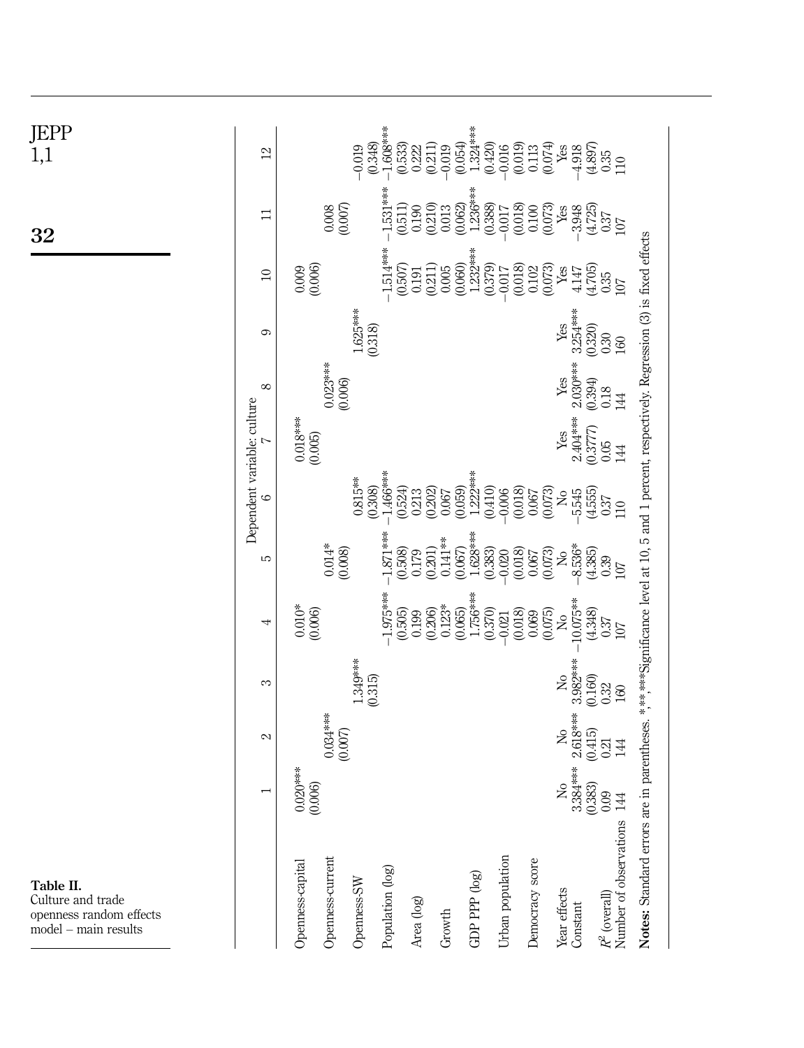**Table II.** Culture and trade openness random effects model – main results

| | Dependent variable: culture | | | | | | | | | | | |
|---|---|---|---|---|---|---|---|---|---|---|---|---|
| | 1 | 2 | 3 | 4 | 5 | 6 | 7 | 8 | 9 | 10 | 11 | 12 |
| Openness-capital | 0.020*** | | | 0.010* | | | 0.018*** | | | 0.009 | | |
| | (0.006) | | | (0.006) | | | (0.005) | | | (0.006) | | |
| Openness-current | | 0.034*** | | | 0.014* | | | 0.023*** | | | 0.008 | |
| | | (0.007) | | | (0.008) | | | (0.006) | | | (0.007) | |
| Openness-SW | | | 1.349*** | | | 0.815** | | | 1.625*** | | | −0.019 |
| | | | (0.315) | | | (0.308) | | | (0.318) | | | (0.348) |
| Population (log) | | | | −1.975*** | −1.871*** | −1.466*** | | | | −1.514*** | −1.531*** | −1.608*** |
| | | | | (0.505) | (0.508) | (0.524) | | | | (0.507) | (0.511) | (0.533) |
| Area (log) | | | | 0.199 | 0.179 | 0.213 | | | | 0.191 | 0.190 | 0.222 |
| | | | | (0.206) | (0.201) | (0.202) | | | | (0.211) | (0.210) | (0.211) |
| Growth | | | | 0.123* | 0.141** | 0.067 | | | | 0.005 | 0.013 | −0.019 |
| | | | | (0.065) | (0.067) | (0.059) | | | | (0.060) | (0.062) | (0.054) |
| GDP PPP (log) | | | | 1.756*** | 1.628*** | 1.222*** | | | | 1.232*** | 1.236*** | 1.324*** |
| | | | | (0.370) | (0.383) | (0.410) | | | | (0.379) | (0.388) | (0.420) |
| Urban population | | | | −0.021 | −0.020 | −0.006 | | | | −0.017 | −0.017 | −0.016 |
| | | | | (0.018) | (0.018) | (0.018) | | | | (0.018) | (0.018) | (0.019) |
| Democracy score | | | | 0.069 | 0.067 | 0.067 | | | | 0.102 | 0.100 | 0.113 |
| | | | | (0.075) | (0.073) | (0.073) | | | | (0.073) | (0.073) | (0.074) |
| Year effects | No | No | No | No | No | No | Yes | Yes | Yes | Yes | Yes | Yes |
| Constant | 3.384*** | 2.618*** | 3.982*** | −10.075** | −8.536* | −5.545 | 2.404*** | 2.030*** | 3.254*** | 4.147 | −3.948 | −4.918 |
| | (0.383) | (0.415) | (0.160) | (4.348) | (4.385) | (4.555) | (0.3777) | (0.394) | (0.320) | (4.705) | (4.725) | (4.897) |
| $R^2$ (overall) | 0.09 | 0.21 | 0.32 | 0.37 | 0.39 | 0.37 | 0.05 | 0.18 | 0.30 | 0.35 | 0.37 | 0.35 |
| Number of observations | 144 | 144 | 160 | 107 | 107 | 110 | 144 | 144 | 160 | 107 | 107 | 110 |

**Notes:** Standard errors are in parentheses. *,**,***Significance level at 10, 5 and 1 percent, respectively. Regression (3) is fixed effects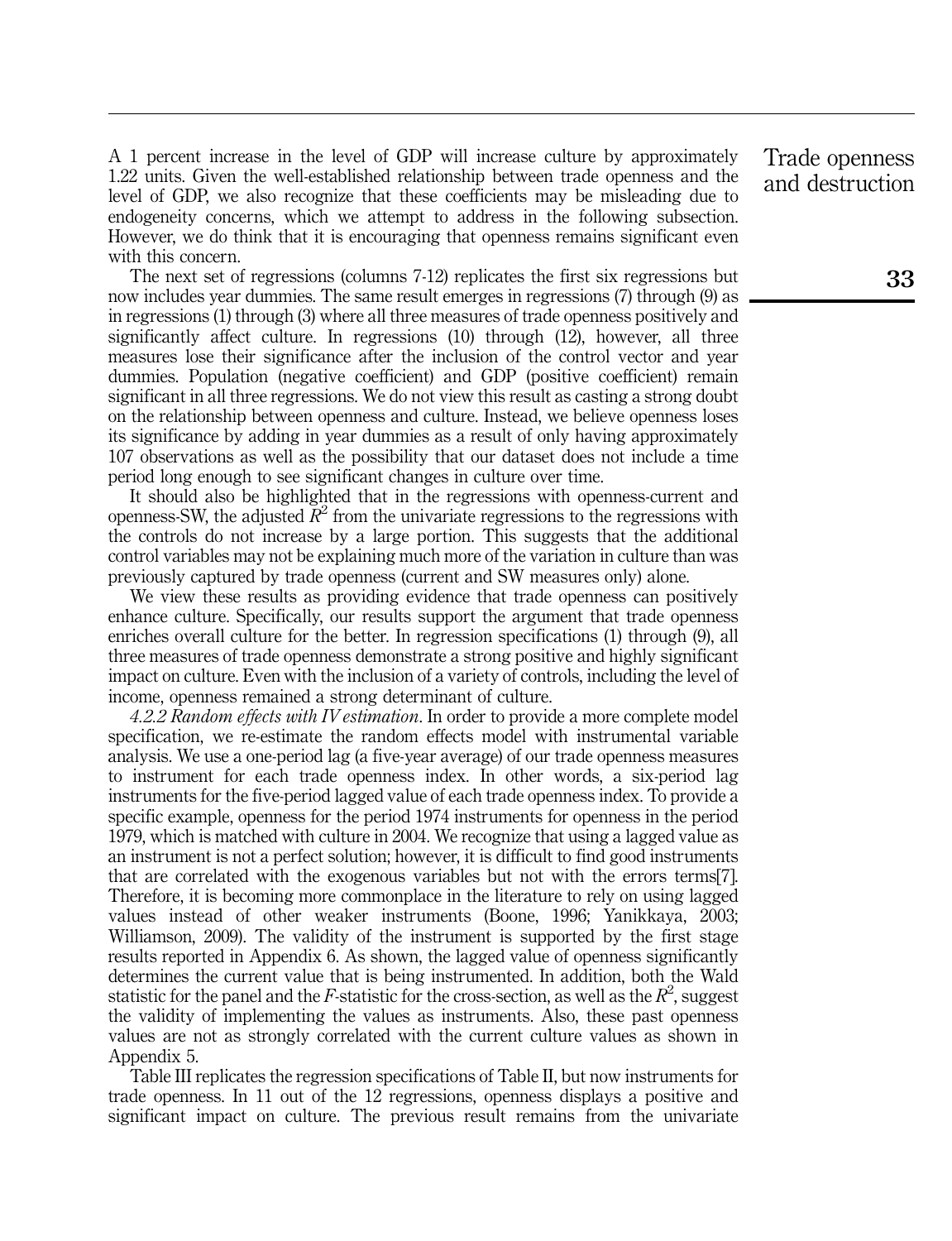A 1 percent increase in the level of GDP will increase culture by approximately 1.22 units. Given the well-established relationship between trade openness and the level of GDP, we also recognize that these coefficients may be misleading due to endogeneity concerns, which we attempt to address in the following subsection. However, we do think that it is encouraging that openness remains significant even with this concern.

The next set of regressions (columns 7-12) replicates the first six regressions but now includes year dummies. The same result emerges in regressions (7) through (9) as in regressions (1) through (3) where all three measures of trade openness positively and significantly affect culture. In regressions (10) through (12), however, all three measures lose their significance after the inclusion of the control vector and year dummies. Population (negative coefficient) and GDP (positive coefficient) remain significant in all three regressions. We do not view this result as casting a strong doubt on the relationship between openness and culture. Instead, we believe openness loses its significance by adding in year dummies as a result of only having approximately 107 observations as well as the possibility that our dataset does not include a time period long enough to see significant changes in culture over time.

It should also be highlighted that in the regressions with openness-current and openness-SW, the adjusted $R^2$ from the univariate regressions to the regressions with the controls do not increase by a large portion. This suggests that the additional control variables may not be explaining much more of the variation in culture than was previously captured by trade openness (current and SW measures only) alone.

We view these results as providing evidence that trade openness can positively enhance culture. Specifically, our results support the argument that trade openness enriches overall culture for the better. In regression specifications (1) through (9), all three measures of trade openness demonstrate a strong positive and highly significant impact on culture. Even with the inclusion of a variety of controls, including the level of income, openness remained a strong determinant of culture.

*4.2.2 Random effects with IV estimation*. In order to provide a more complete model specification, we re-estimate the random effects model with instrumental variable analysis. We use a one-period lag (a five-year average) of our trade openness measures to instrument for each trade openness index. In other words, a six-period lag instruments for the five-period lagged value of each trade openness index. To provide a specific example, openness for the period 1974 instruments for openness in the period 1979, which is matched with culture in 2004. We recognize that using a lagged value as an instrument is not a perfect solution; however, it is difficult to find good instruments that are correlated with the exogenous variables but not with the errors terms[7]. Therefore, it is becoming more commonplace in the literature to rely on using lagged values instead of other weaker instruments (Boone, 1996; Yanikkaya, 2003; Williamson, 2009). The validity of the instrument is supported by the first stage results reported in Appendix 6. As shown, the lagged value of openness significantly determines the current value that is being instrumented. In addition, both the Wald statistic for the panel and the $F$-statistic for the cross-section, as well as the $R^2$, suggest the validity of implementing the values as instruments. Also, these past openness values are not as strongly correlated with the current culture values as shown in Appendix 5.

Table III replicates the regression specifications of Table II, but now instruments for trade openness. In 11 out of the 12 regressions, openness displays a positive and significant impact on culture. The previous result remains from the univariate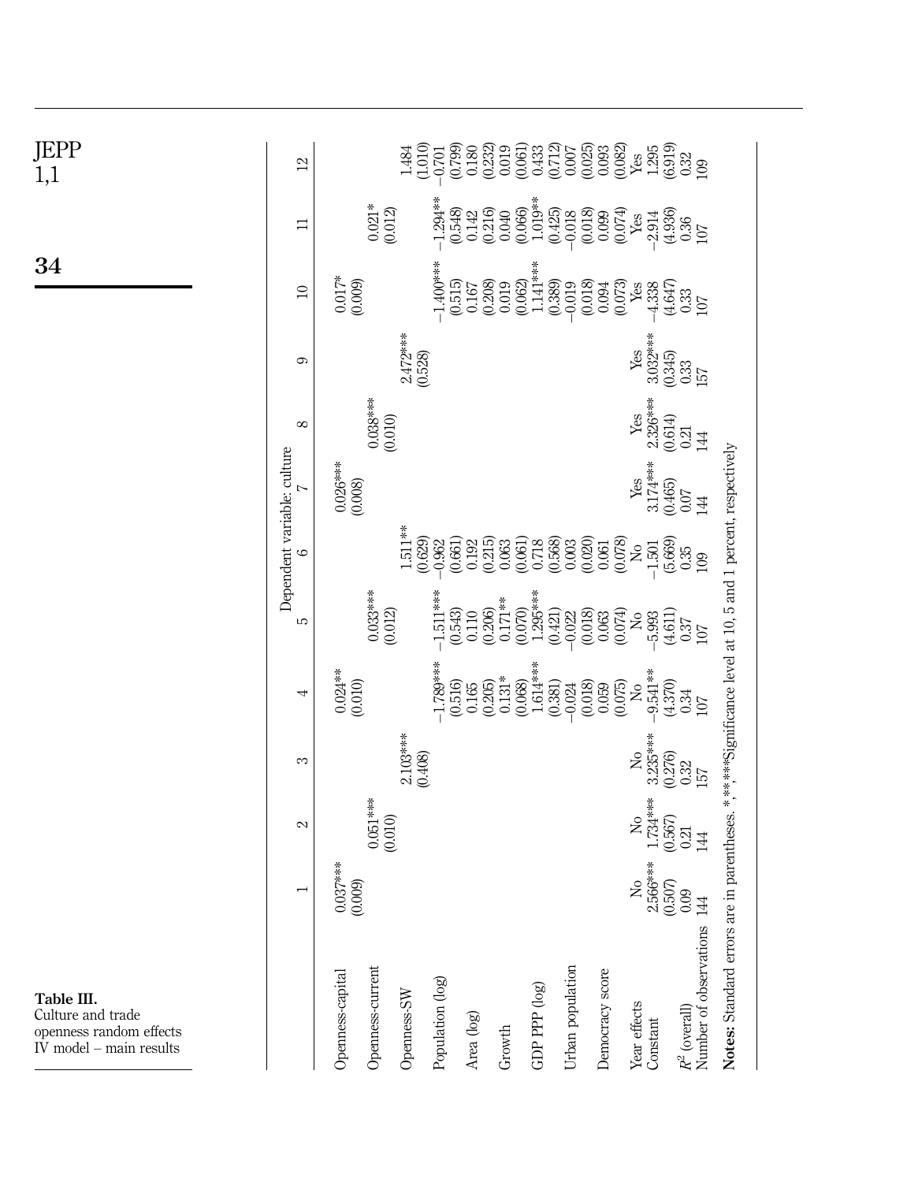**Table III.** Culture and trade openness random effects IV model – main results

| | Dependent variable: culture | | | | | | | | | | | |
|---|---|---|---|---|---|---|---|---|---|---|---|---|
| | 1 | 2 | 3 | 4 | 5 | 6 | 7 | 8 | 9 | 10 | 11 | 12 |
| Openness-capital | 0.037*** | | | 0.024** | | | 0.026*** | | | 0.017* | | |
| | (0.009) | | | (0.010) | | | (0.008) | | | (0.009) | | |
| Openness-current | | 0.051*** | | | 0.033*** | | | 0.038*** | | | 0.021* | |
| | | (0.010) | | | (0.012) | | | (0.010) | | | (0.012) | |
| Openness-SW | | | 2.103*** | | | 1.511** | | | 2.472*** | | | 1.484 |
| | | | (0.408) | | | (0.629) | | | (0.528) | | | (1.010) |
| Population (log) | | | | −1.789*** | −1.511*** | −0.962 | | | | −1.400*** | −1.294** | −0.701 |
| | | | | (0.516) | (0.543) | (0.661) | | | | (0.515) | (0.548) | (0.799) |
| Area (log) | | | | 0.165 | 0.110 | 0.192 | | | | 0.167 | 0.142 | 0.180 |
| | | | | (0.205) | (0.206) | (0.215) | | | | (0.208) | (0.216) | (0.232) |
| Growth | | | | 0.131* | 0.171** | 0.063 | | | | 0.019 | 0.040 | 0.019 |
| | | | | (0.068) | (0.070) | (0.061) | | | | (0.062) | (0.066) | (0.061) |
| GDP PPP (log) | | | | 1.614*** | 1.295*** | 0.718 | | | | 1.141*** | 1.019** | 0.433 |
| | | | | (0.381) | (0.421) | (0.568) | | | | (0.389) | (0.425) | (0.712) |
| Urban population | | | | −0.024 | −0.022 | 0.003 | | | | −0.019 | −0.018 | 0.007 |
| | | | | (0.018) | (0.018) | (0.020) | | | | (0.018) | (0.018) | (0.025) |
| Democracy score | | | | 0.059 | 0.063 | 0.061 | | | | 0.094 | 0.099 | 0.093 |
| | | | | (0.075) | (0.074) | (0.078) | | | | (0.073) | (0.074) | (0.082) |
| Year effects | No | No | No | No | No | No | Yes | Yes | Yes | Yes | Yes | Yes |
| Constant | 2.566*** | 1.734*** | 3.235*** | −9.541** | −5.993 | −1.501 | 3.174*** | 2.326*** | 3.032*** | −4.338 | −2.914 | 1.295 |
| | (0.507) | (0.567) | (0.276) | (4.370) | (4.611) | (5.669) | (0.465) | (0.614) | (0.345) | (4.647) | (4.936) | (6.919) |
| $R^2$ (overall) | 0.09 | 0.21 | 0.32 | 0.34 | 0.37 | 0.35 | 0.07 | 0.21 | 0.33 | 0.33 | 0.36 | 0.32 |
| Number of observations | 144 | 144 | 157 | 107 | 107 | 109 | 144 | 144 | 157 | 107 | 107 | 109 |

**Notes:** Standard errors are in parentheses. *,**,***Significance level at 10, 5 and 1 percent, respectively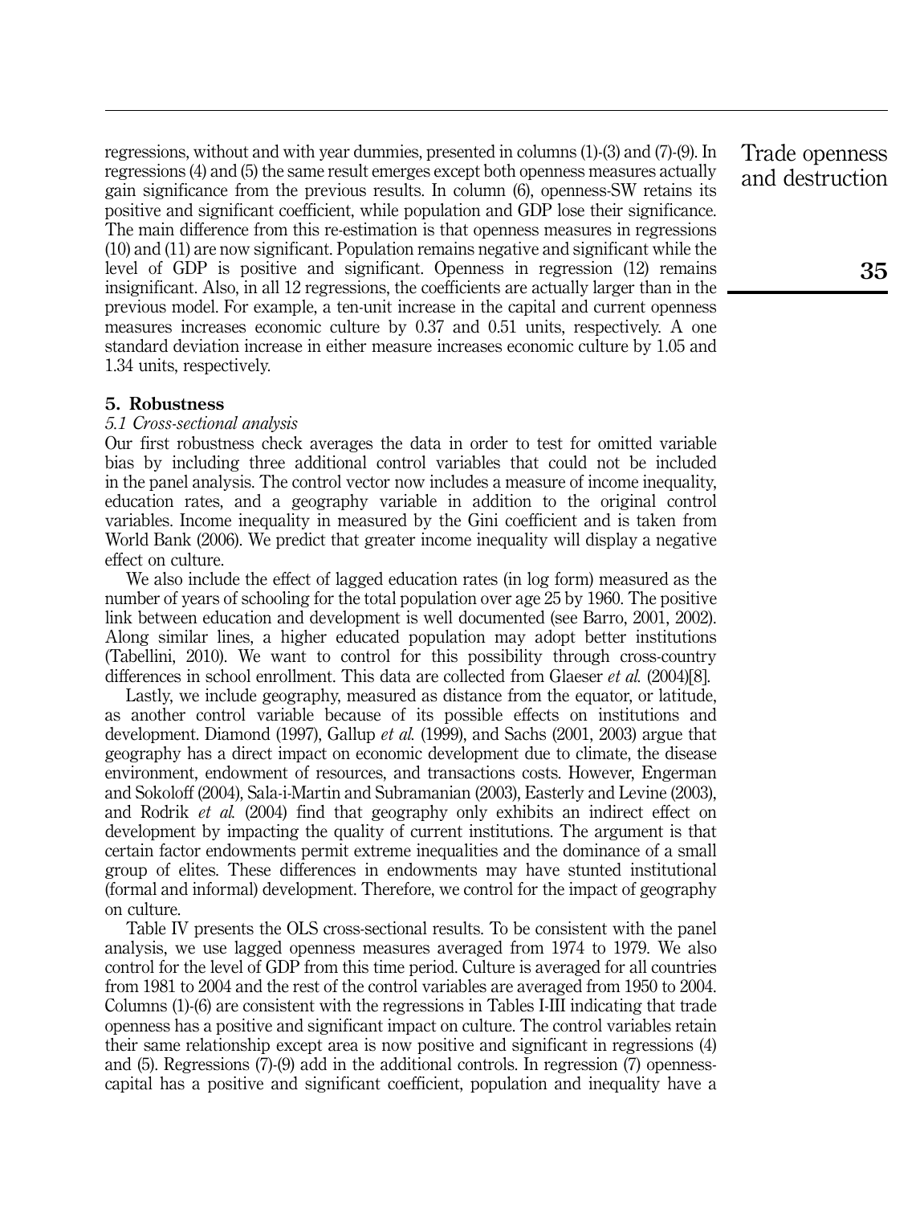regressions, without and with year dummies, presented in columns (1)-(3) and (7)-(9). In regressions (4) and (5) the same result emerges except both openness measures actually gain significance from the previous results. In column (6), openness-SW retains its positive and significant coefficient, while population and GDP lose their significance. The main difference from this re-estimation is that openness measures in regressions (10) and (11) are now significant. Population remains negative and significant while the level of GDP is positive and significant. Openness in regression (12) remains insignificant. Also, in all 12 regressions, the coefficients are actually larger than in the previous model. For example, a ten-unit increase in the capital and current openness measures increases economic culture by 0.37 and 0.51 units, respectively. A one standard deviation increase in either measure increases economic culture by 1.05 and 1.34 units, respectively.

## 5. Robustness

### *5.1 Cross-sectional analysis*

Our first robustness check averages the data in order to test for omitted variable bias by including three additional control variables that could not be included in the panel analysis. The control vector now includes a measure of income inequality, education rates, and a geography variable in addition to the original control variables. Income inequality in measured by the Gini coefficient and is taken from World Bank (2006). We predict that greater income inequality will display a negative effect on culture.

We also include the effect of lagged education rates (in log form) measured as the number of years of schooling for the total population over age 25 by 1960. The positive link between education and development is well documented (see Barro, 2001, 2002). Along similar lines, a higher educated population may adopt better institutions (Tabellini, 2010). We want to control for this possibility through cross-country differences in school enrollment. This data are collected from Glaeser *et al.* (2004)[8].

Lastly, we include geography, measured as distance from the equator, or latitude, as another control variable because of its possible effects on institutions and development. Diamond (1997), Gallup *et al.* (1999), and Sachs (2001, 2003) argue that geography has a direct impact on economic development due to climate, the disease environment, endowment of resources, and transactions costs. However, Engerman and Sokoloff (2004), Sala-i-Martin and Subramanian (2003), Easterly and Levine (2003), and Rodrik *et al.* (2004) find that geography only exhibits an indirect effect on development by impacting the quality of current institutions. The argument is that certain factor endowments permit extreme inequalities and the dominance of a small group of elites. These differences in endowments may have stunted institutional (formal and informal) development. Therefore, we control for the impact of geography on culture.

Table IV presents the OLS cross-sectional results. To be consistent with the panel analysis, we use lagged openness measures averaged from 1974 to 1979. We also control for the level of GDP from this time period. Culture is averaged for all countries from 1981 to 2004 and the rest of the control variables are averaged from 1950 to 2004. Columns (1)-(6) are consistent with the regressions in Tables I-III indicating that trade openness has a positive and significant impact on culture. The control variables retain their same relationship except area is now positive and significant in regressions (4) and (5). Regressions (7)-(9) add in the additional controls. In regression (7) openness-capital has a positive and significant coefficient, population and inequality have a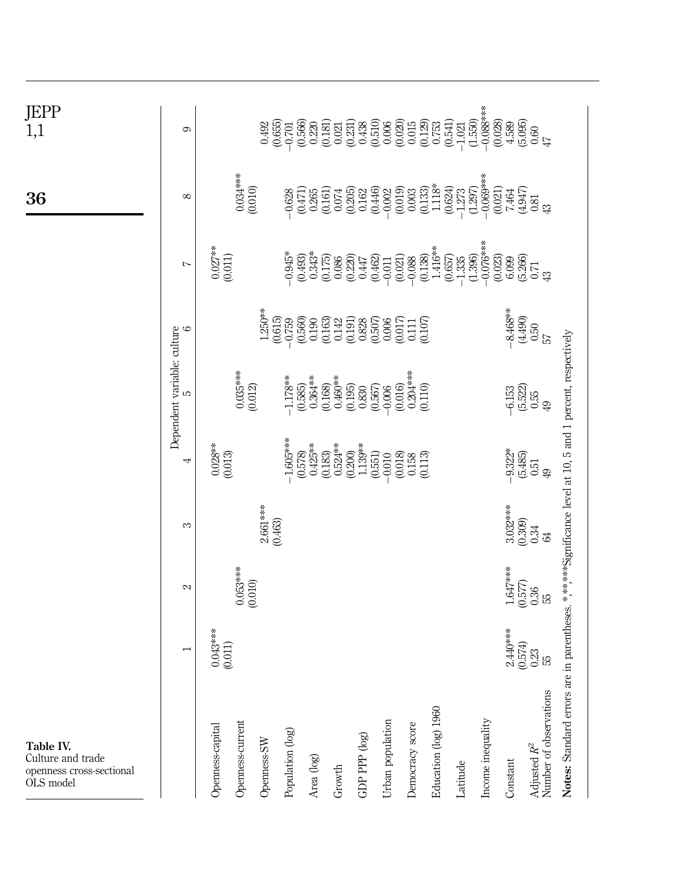**Table IV.**
Culture and trade openness cross-sectional OLS model

| | Dependent variable: culture | | | | | | | | |
|---|---|---|---|---|---|---|---|---|---|
| | 1 | 2 | 3 | 4 | 5 | 6 | 7 | 8 | 9 |
| Openness-capital | 0.043*** | | | 0.028** | | | 0.027** | | |
| | (0.011) | | | (0.013) | | | (0.011) | | |
| Openness-current | | 0.053*** | | | 0.035*** | | | 0.034*** | |
| | | (0.010) | | | (0.012) | | | (0.010) | |
| Openness-SW | | | 2.661*** | | | 1.250** | | | 0.492 |
| | | | (0.463) | | | (0.615) | | | (0.655) |
| Population (log) | | | | −1.605*** | −1.178** | −0.759 | −0.945* | −0.628 | −0.701 |
| | | | | (0.578) | (0.585) | (0.560) | (0.493) | (0.471) | (0.566) |
| Area (log) | | | | 0.425** | 0.364** | 0.190 | 0.343* | 0.265 | 0.220 |
| | | | | (0.183) | (0.168) | (0.163) | (0.175) | (0.161) | (0.181) |
| Growth | | | | 0.524** | 0.460** | 0.142 | 0.086 | 0.074 | 0.021 |
| | | | | (0.200) | (0.195) | (0.191) | (0.220) | (0.205) | (0.231) |
| GDP PPP (log) | | | | 1.139** | 0.830 | 0.828 | 0.447 | 0.162 | 0.438 |
| | | | | (0.551) | (0.567) | (0.507) | (0.462) | (0.446) | (0.510) |
| Urban population | | | | −0.010 | −0.006 | 0.006 | −0.011 | −0.002 | 0.006 |
| | | | | (0.018) | (0.016) | (0.017) | (0.021) | (0.019) | (0.020) |
| Democracy score | | | | 0.158 | 0.204*** | 0.111 | −0.088 | 0.003 | 0.015 |
| | | | | (0.113) | (0.110) | (0.107) | (0.138) | (0.133) | (0.129) |
| Education (log) 1960 | | | | | | | 1.416** | 1.118* | 0.753 |
| | | | | | | | (0.657) | (0.624) | (0.541) |
| Latitude | | | | | | | −1.335 | −1.273 | −1.021 |
| | | | | | | | (1.396) | (1.297) | (1.550) |
| Income inequality | | | | | | | −0.076*** | −0.069*** | −0.088*** |
| | | | | | | | (0.023) | (0.021) | (0.028) |
| Constant | 2.440*** | 1.647*** | 3.032*** | −9.322* | −6.153 | −8.468** | 6.099 | 7.464 | 4.589 |
| | (0.574) | (0.577) | (0.309) | (5.485) | (5.522) | (4.490) | (5.266) | (4.947) | (5.095) |
| Adjusted $R^2$ | 0.23 | 0.36 | 0.34 | 0.51 | 0.55 | 0.50 | 0.71 | 0.81 | 0.60 |
| Number of observations | 55 | 55 | 64 | 49 | 49 | 57 | 43 | 43 | 47 |

**Notes:** Standard errors are in parentheses. *,**,***Significance level at 10, 5 and 1 percent, respectively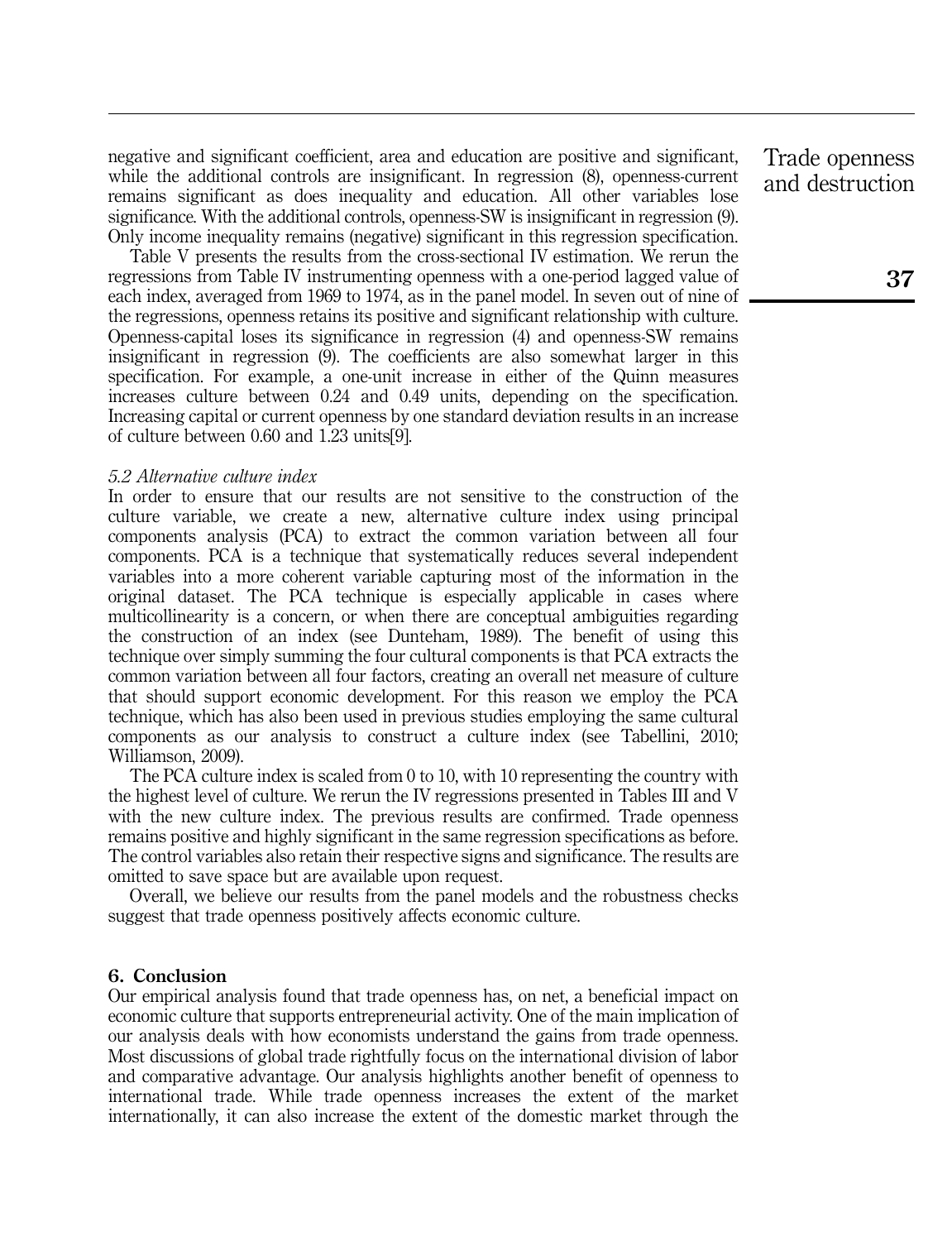negative and significant coefficient, area and education are positive and significant, while the additional controls are insignificant. In regression (8), openness-current remains significant as does inequality and education. All other variables lose significance. With the additional controls, openness-SW is insignificant in regression (9). Only income inequality remains (negative) significant in this regression specification.

Table V presents the results from the cross-sectional IV estimation. We rerun the regressions from Table IV instrumenting openness with a one-period lagged value of each index, averaged from 1969 to 1974, as in the panel model. In seven out of nine of the regressions, openness retains its positive and significant relationship with culture. Openness-capital loses its significance in regression (4) and openness-SW remains insignificant in regression (9). The coefficients are also somewhat larger in this specification. For example, a one-unit increase in either of the Quinn measures increases culture between 0.24 and 0.49 units, depending on the specification. Increasing capital or current openness by one standard deviation results in an increase of culture between 0.60 and 1.23 units[9].

### *5.2 Alternative culture index*

In order to ensure that our results are not sensitive to the construction of the culture variable, we create a new, alternative culture index using principal components analysis (PCA) to extract the common variation between all four components. PCA is a technique that systematically reduces several independent variables into a more coherent variable capturing most of the information in the original dataset. The PCA technique is especially applicable in cases where multicollinearity is a concern, or when there are conceptual ambiguities regarding the construction of an index (see Dunteham, 1989). The benefit of using this technique over simply summing the four cultural components is that PCA extracts the common variation between all four factors, creating an overall net measure of culture that should support economic development. For this reason we employ the PCA technique, which has also been used in previous studies employing the same cultural components as our analysis to construct a culture index (see Tabellini, 2010; Williamson, 2009).

The PCA culture index is scaled from 0 to 10, with 10 representing the country with the highest level of culture. We rerun the IV regressions presented in Tables III and V with the new culture index. The previous results are confirmed. Trade openness remains positive and highly significant in the same regression specifications as before. The control variables also retain their respective signs and significance. The results are omitted to save space but are available upon request.

Overall, we believe our results from the panel models and the robustness checks suggest that trade openness positively affects economic culture.

## 6. Conclusion

Our empirical analysis found that trade openness has, on net, a beneficial impact on economic culture that supports entrepreneurial activity. One of the main implication of our analysis deals with how economists understand the gains from trade openness. Most discussions of global trade rightfully focus on the international division of labor and comparative advantage. Our analysis highlights another benefit of openness to international trade. While trade openness increases the extent of the market internationally, it can also increase the extent of the domestic market through the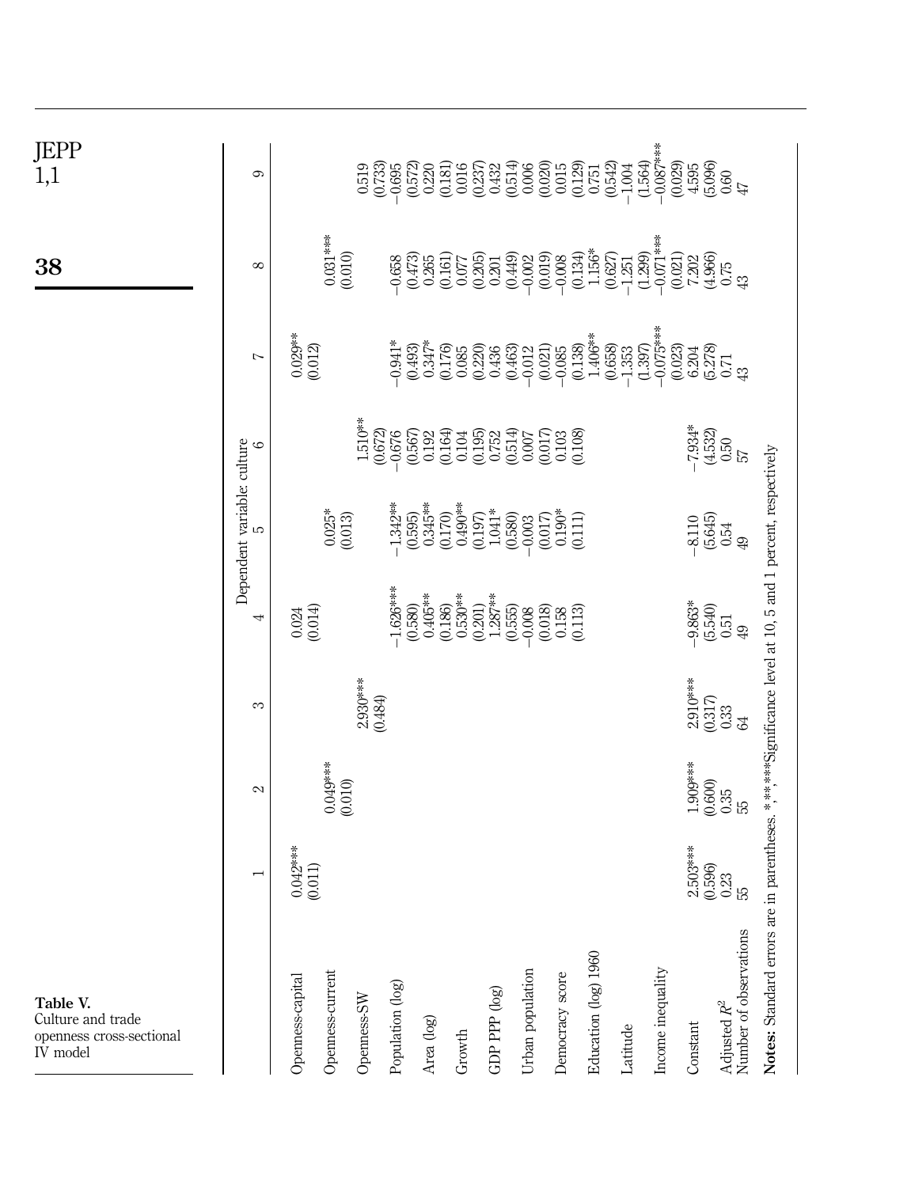**Table V.** Culture and trade openness cross-sectional IV model

| | Dependent variable: culture | | | | | | | | |
|---|---|---|---|---|---|---|---|---|---|
| | 1 | 2 | 3 | 4 | 5 | 6 | 7 | 8 | 9 |
| Openness-capital | 0.042*** | | | 0.024 | | | 0.029** | | |
| | (0.011) | | | (0.014) | | | (0.012) | | |
| Openness-current | | 0.049*** | | | 0.025* | | | 0.031*** | |
| | | (0.010) | | | (0.013) | | | (0.010) | |
| Openness-SW | | | 2.930*** | | | 1.510** | | | 0.519 |
| | | | (0.484) | | | (0.672) | | | (0.733) |
| Population (log) | | | | −1.626*** | −1.342** | −0.676 | −0.941* | −0.658 | −0.695 |
| | | | | (0.580) | (0.595) | (0.567) | (0.493) | (0.473) | (0.572) |
| Area (log) | | | | 0.405** | 0.345** | 0.192 | 0.347* | 0.265 | 0.220 |
| | | | | (0.186) | (0.170) | (0.164) | (0.176) | (0.161) | (0.181) |
| Growth | | | | 0.530** | 0.490** | 0.104 | 0.085 | 0.077 | 0.016 |
| | | | | (0.201) | (0.197) | (0.195) | (0.220) | (0.205) | (0.237) |
| GDP PPP (log) | | | | 1.287** | 1.041* | 0.752 | 0.436 | 0.201 | 0.432 |
| | | | | (0.555) | (0.580) | (0.514) | (0.463) | (0.449) | (0.514) |
| Urban population | | | | −0.008 | −0.003 | 0.007 | −0.012 | −0.002 | 0.006 |
| | | | | (0.018) | (0.017) | (0.017) | (0.021) | (0.019) | (0.020) |
| Democracy score | | | | 0.158 | 0.190* | 0.103 | −0.085 | −0.008 | 0.015 |
| | | | | (0.113) | (0.111) | (0.108) | (0.138) | (0.134) | (0.129) |
| Education (log) 1960 | | | | | | | 1.406** | 1.156* | 0.751 |
| | | | | | | | (0.658) | (0.627) | (0.542) |
| Latitude | | | | | | | −1.353 | −1.251 | −1.004 |
| | | | | | | | (1.397) | (1.299) | (1.564) |
| Income inequality | | | | | | | −0.075*** | −0.071*** | −0.087*** |
| | | | | | | | (0.023) | (0.021) | (0.029) |
| Constant | 2.503*** | 1.909*** | 2.910*** | −9.863* | −8.110 | −7.934* | 6.204 | 7.202 | 4.595 |
| | (0.596) | (0.600) | (0.317) | (5.540) | (5.645) | (4.532) | (5.278) | (4.966) | (5.096) |
| Adjusted $R^2$ | 0.23 | 0.35 | 0.33 | 0.51 | 0.54 | 0.50 | 0.71 | 0.75 | 0.60 |
| Number of observations | 55 | 55 | 64 | 49 | 49 | 57 | 43 | 43 | 47 |

**Notes:** Standard errors are in parentheses. *,**,***Significance level at 10, 5 and 1 percent, respectively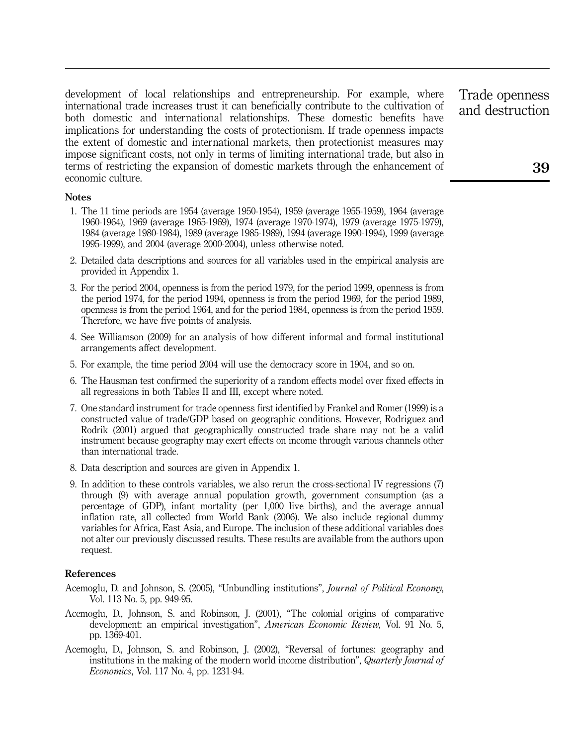development of local relationships and entrepreneurship. For example, where international trade increases trust it can beneficially contribute to the cultivation of both domestic and international relationships. These domestic benefits have implications for understanding the costs of protectionism. If trade openness impacts the extent of domestic and international markets, then protectionist measures may impose significant costs, not only in terms of limiting international trade, but also in terms of restricting the expansion of domestic markets through the enhancement of economic culture.

### Notes

1. The 11 time periods are 1954 (average 1950-1954), 1959 (average 1955-1959), 1964 (average 1960-1964), 1969 (average 1965-1969), 1974 (average 1970-1974), 1979 (average 1975-1979), 1984 (average 1980-1984), 1989 (average 1985-1989), 1994 (average 1990-1994), 1999 (average 1995-1999), and 2004 (average 2000-2004), unless otherwise noted.
2. Detailed data descriptions and sources for all variables used in the empirical analysis are provided in Appendix 1.
3. For the period 2004, openness is from the period 1979, for the period 1999, openness is from the period 1974, for the period 1994, openness is from the period 1969, for the period 1989, openness is from the period 1964, and for the period 1984, openness is from the period 1959. Therefore, we have five points of analysis.
4. See Williamson (2009) for an analysis of how different informal and formal institutional arrangements affect development.
5. For example, the time period 2004 will use the democracy score in 1904, and so on.
6. The Hausman test confirmed the superiority of a random effects model over fixed effects in all regressions in both Tables II and III, except where noted.
7. One standard instrument for trade openness first identified by Frankel and Romer (1999) is a constructed value of trade/GDP based on geographic conditions. However, Rodriguez and Rodrik (2001) argued that geographically constructed trade share may not be a valid instrument because geography may exert effects on income through various channels other than international trade.
8. Data description and sources are given in Appendix 1.
9. In addition to these controls variables, we also rerun the cross-sectional IV regressions (7) through (9) with average annual population growth, government consumption (as a percentage of GDP), infant mortality (per 1,000 live births), and the average annual inflation rate, all collected from World Bank (2006). We also include regional dummy variables for Africa, East Asia, and Europe. The inclusion of these additional variables does not alter our previously discussed results. These results are available from the authors upon request.

### References

Acemoglu, D. and Johnson, S. (2005), "Unbundling institutions", *Journal of Political Economy*, Vol. 113 No. 5, pp. 949-95.

Acemoglu, D., Johnson, S. and Robinson, J. (2001), "The colonial origins of comparative development: an empirical investigation", *American Economic Review*, Vol. 91 No. 5, pp. 1369-401.

Acemoglu, D., Johnson, S. and Robinson, J. (2002), "Reversal of fortunes: geography and institutions in the making of the modern world income distribution", *Quarterly Journal of Economics*, Vol. 117 No. 4, pp. 1231-94.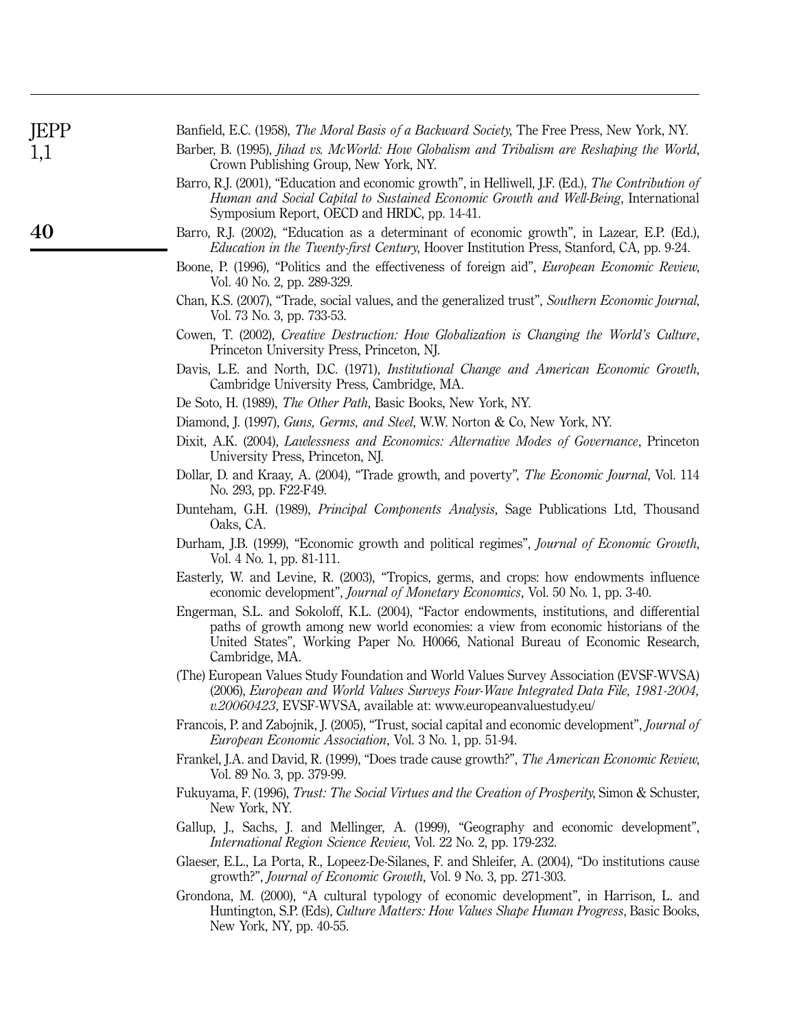Banfield, E.C. (1958), *The Moral Basis of a Backward Society*, The Free Press, New York, NY.

Barber, B. (1995), *Jihad vs. McWorld: How Globalism and Tribalism are Reshaping the World*, Crown Publishing Group, New York, NY.

Barro, R.J. (2001), "Education and economic growth", in Helliwell, J.F. (Ed.), *The Contribution of Human and Social Capital to Sustained Economic Growth and Well-Being*, International Symposium Report, OECD and HRDC, pp. 14-41.

Barro, R.J. (2002), "Education as a determinant of economic growth", in Lazear, E.P. (Ed.), *Education in the Twenty-first Century*, Hoover Institution Press, Stanford, CA, pp. 9-24.

Boone, P. (1996), "Politics and the effectiveness of foreign aid", *European Economic Review*, Vol. 40 No. 2, pp. 289-329.

Chan, K.S. (2007), "Trade, social values, and the generalized trust", *Southern Economic Journal*, Vol. 73 No. 3, pp. 733-53.

Cowen, T. (2002), *Creative Destruction: How Globalization is Changing the World's Culture*, Princeton University Press, Princeton, NJ.

Davis, L.E. and North, D.C. (1971), *Institutional Change and American Economic Growth*, Cambridge University Press, Cambridge, MA.

De Soto, H. (1989), *The Other Path*, Basic Books, New York, NY.

Diamond, J. (1997), *Guns, Germs, and Steel*, W.W. Norton & Co, New York, NY.

Dixit, A.K. (2004), *Lawlessness and Economics: Alternative Modes of Governance*, Princeton University Press, Princeton, NJ.

Dollar, D. and Kraay, A. (2004), "Trade growth, and poverty", *The Economic Journal*, Vol. 114 No. 293, pp. F22-F49.

Dunteham, G.H. (1989), *Principal Components Analysis*, Sage Publications Ltd, Thousand Oaks, CA.

Durham, J.B. (1999), "Economic growth and political regimes", *Journal of Economic Growth*, Vol. 4 No. 1, pp. 81-111.

Easterly, W. and Levine, R. (2003), "Tropics, germs, and crops: how endowments influence economic development", *Journal of Monetary Economics*, Vol. 50 No. 1, pp. 3-40.

Engerman, S.L. and Sokoloff, K.L. (2004), "Factor endowments, institutions, and differential paths of growth among new world economies: a view from economic historians of the United States", Working Paper No. H0066, National Bureau of Economic Research, Cambridge, MA.

(The) European Values Study Foundation and World Values Survey Association (EVSF-WVSA) (2006), *European and World Values Surveys Four-Wave Integrated Data File, 1981-2004, v.20060423*, EVSF-WVSA, available at: www.europeanvaluestudy.eu/

Francois, P. and Zabojnik, J. (2005), "Trust, social capital and economic development", *Journal of European Economic Association*, Vol. 3 No. 1, pp. 51-94.

Frankel, J.A. and David, R. (1999), "Does trade cause growth?", *The American Economic Review*, Vol. 89 No. 3, pp. 379-99.

Fukuyama, F. (1996), *Trust: The Social Virtues and the Creation of Prosperity*, Simon & Schuster, New York, NY.

Gallup, J., Sachs, J. and Mellinger, A. (1999), "Geography and economic development", *International Region Science Review*, Vol. 22 No. 2, pp. 179-232.

Glaeser, E.L., La Porta, R., Lopeez-De-Silanes, F. and Shleifer, A. (2004), "Do institutions cause growth?", *Journal of Economic Growth*, Vol. 9 No. 3, pp. 271-303.

Grondona, M. (2000), "A cultural typology of economic development", in Harrison, L. and Huntington, S.P. (Eds), *Culture Matters: How Values Shape Human Progress*, Basic Books, New York, NY, pp. 40-55.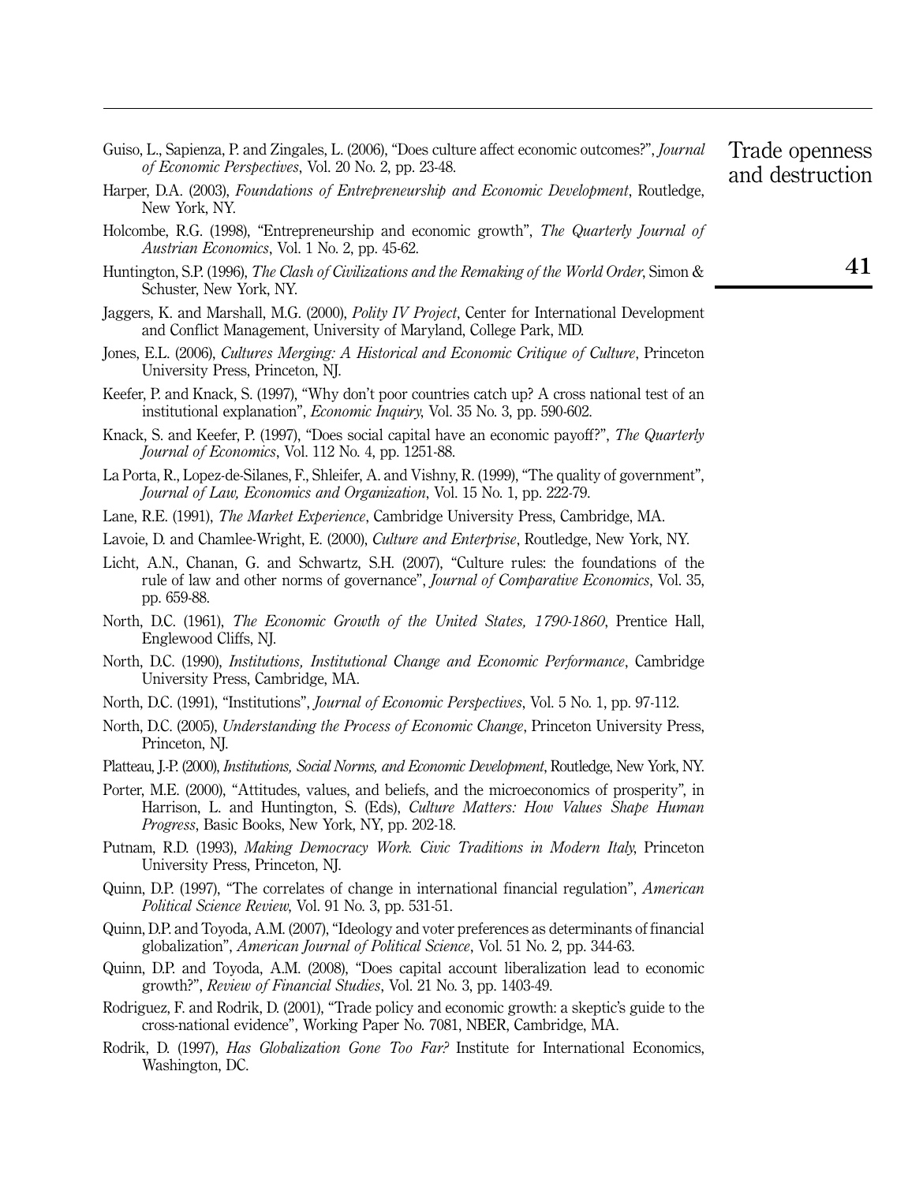Guiso, L., Sapienza, P. and Zingales, L. (2006), "Does culture affect economic outcomes?", *Journal of Economic Perspectives*, Vol. 20 No. 2, pp. 23-48.

Harper, D.A. (2003), *Foundations of Entrepreneurship and Economic Development*, Routledge, New York, NY.

Holcombe, R.G. (1998), "Entrepreneurship and economic growth", *The Quarterly Journal of Austrian Economics*, Vol. 1 No. 2, pp. 45-62.

Huntington, S.P. (1996), *The Clash of Civilizations and the Remaking of the World Order*, Simon & Schuster, New York, NY.

Jaggers, K. and Marshall, M.G. (2000), *Polity IV Project*, Center for International Development and Conflict Management, University of Maryland, College Park, MD.

Jones, E.L. (2006), *Cultures Merging: A Historical and Economic Critique of Culture*, Princeton University Press, Princeton, NJ.

Keefer, P. and Knack, S. (1997), "Why don't poor countries catch up? A cross national test of an institutional explanation", *Economic Inquiry*, Vol. 35 No. 3, pp. 590-602.

Knack, S. and Keefer, P. (1997), "Does social capital have an economic payoff?", *The Quarterly Journal of Economics*, Vol. 112 No. 4, pp. 1251-88.

La Porta, R., Lopez-de-Silanes, F., Shleifer, A. and Vishny, R. (1999), "The quality of government", *Journal of Law, Economics and Organization*, Vol. 15 No. 1, pp. 222-79.

Lane, R.E. (1991), *The Market Experience*, Cambridge University Press, Cambridge, MA.

Lavoie, D. and Chamlee-Wright, E. (2000), *Culture and Enterprise*, Routledge, New York, NY.

Licht, A.N., Chanan, G. and Schwartz, S.H. (2007), "Culture rules: the foundations of the rule of law and other norms of governance", *Journal of Comparative Economics*, Vol. 35, pp. 659-88.

North, D.C. (1961), *The Economic Growth of the United States, 1790-1860*, Prentice Hall, Englewood Cliffs, NJ.

North, D.C. (1990), *Institutions, Institutional Change and Economic Performance*, Cambridge University Press, Cambridge, MA.

North, D.C. (1991), "Institutions", *Journal of Economic Perspectives*, Vol. 5 No. 1, pp. 97-112.

North, D.C. (2005), *Understanding the Process of Economic Change*, Princeton University Press, Princeton, NJ.

Platteau, J.-P. (2000), *Institutions, Social Norms, and Economic Development*, Routledge, New York, NY.

Porter, M.E. (2000), "Attitudes, values, and beliefs, and the microeconomics of prosperity", in Harrison, L. and Huntington, S. (Eds), *Culture Matters: How Values Shape Human Progress*, Basic Books, New York, NY, pp. 202-18.

Putnam, R.D. (1993), *Making Democracy Work. Civic Traditions in Modern Italy*, Princeton University Press, Princeton, NJ.

Quinn, D.P. (1997), "The correlates of change in international financial regulation", *American Political Science Review*, Vol. 91 No. 3, pp. 531-51.

Quinn, D.P. and Toyoda, A.M. (2007), "Ideology and voter preferences as determinants of financial globalization", *American Journal of Political Science*, Vol. 51 No. 2, pp. 344-63.

Quinn, D.P. and Toyoda, A.M. (2008), "Does capital account liberalization lead to economic growth?", *Review of Financial Studies*, Vol. 21 No. 3, pp. 1403-49.

Rodriguez, F. and Rodrik, D. (2001), "Trade policy and economic growth: a skeptic's guide to the cross-national evidence", Working Paper No. 7081, NBER, Cambridge, MA.

Rodrik, D. (1997), *Has Globalization Gone Too Far?* Institute for International Economics, Washington, DC.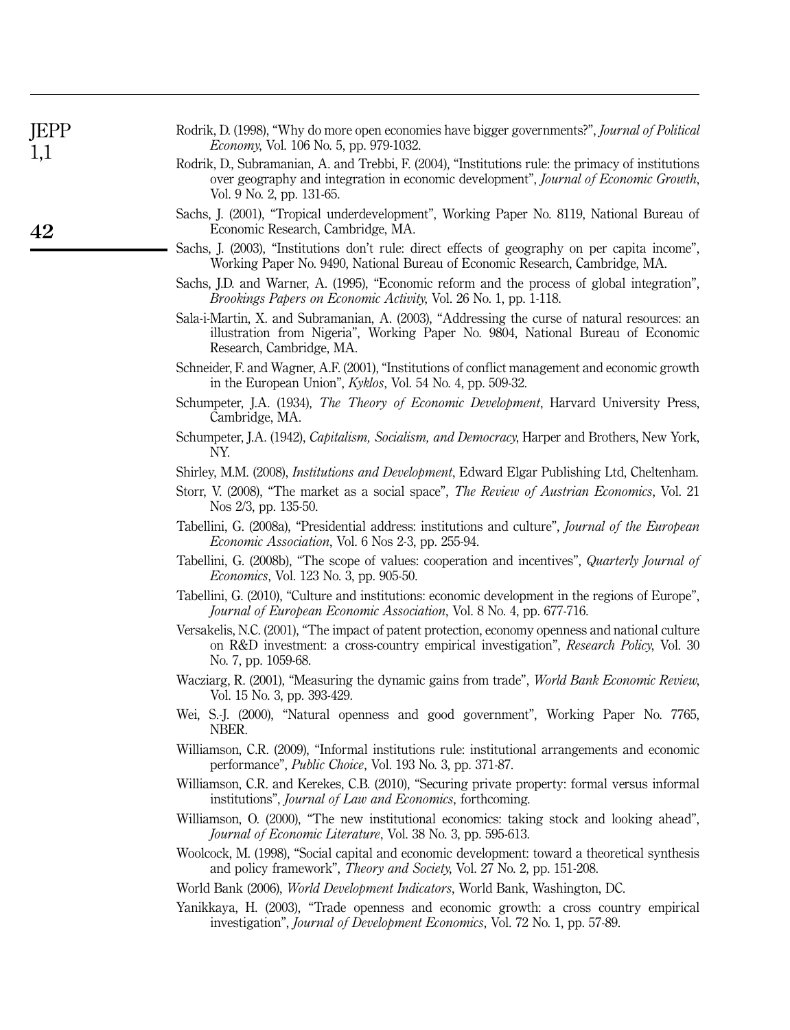Rodrik, D. (1998), "Why do more open economies have bigger governments?", *Journal of Political Economy*, Vol. 106 No. 5, pp. 979-1032.

Rodrik, D., Subramanian, A. and Trebbi, F. (2004), "Institutions rule: the primacy of institutions over geography and integration in economic development", *Journal of Economic Growth*, Vol. 9 No. 2, pp. 131-65.

Sachs, J. (2001), "Tropical underdevelopment", Working Paper No. 8119, National Bureau of Economic Research, Cambridge, MA.

Sachs, J. (2003), "Institutions don't rule: direct effects of geography on per capita income", Working Paper No. 9490, National Bureau of Economic Research, Cambridge, MA.

Sachs, J.D. and Warner, A. (1995), "Economic reform and the process of global integration", *Brookings Papers on Economic Activity*, Vol. 26 No. 1, pp. 1-118.

Sala-i-Martin, X. and Subramanian, A. (2003), "Addressing the curse of natural resources: an illustration from Nigeria", Working Paper No. 9804, National Bureau of Economic Research, Cambridge, MA.

Schneider, F. and Wagner, A.F. (2001), "Institutions of conflict management and economic growth in the European Union", *Kyklos*, Vol. 54 No. 4, pp. 509-32.

Schumpeter, J.A. (1934), *The Theory of Economic Development*, Harvard University Press, Cambridge, MA.

Schumpeter, J.A. (1942), *Capitalism, Socialism, and Democracy*, Harper and Brothers, New York, NY.

Shirley, M.M. (2008), *Institutions and Development*, Edward Elgar Publishing Ltd, Cheltenham.

Storr, V. (2008), "The market as a social space", *The Review of Austrian Economics*, Vol. 21 Nos 2/3, pp. 135-50.

Tabellini, G. (2008a), "Presidential address: institutions and culture", *Journal of the European Economic Association*, Vol. 6 Nos 2-3, pp. 255-94.

Tabellini, G. (2008b), "The scope of values: cooperation and incentives", *Quarterly Journal of Economics*, Vol. 123 No. 3, pp. 905-50.

Tabellini, G. (2010), "Culture and institutions: economic development in the regions of Europe", *Journal of European Economic Association*, Vol. 8 No. 4, pp. 677-716.

Versakelis, N.C. (2001), "The impact of patent protection, economy openness and national culture on R&D investment: a cross-country empirical investigation", *Research Policy*, Vol. 30 No. 7, pp. 1059-68.

Wacziarg, R. (2001), "Measuring the dynamic gains from trade", *World Bank Economic Review*, Vol. 15 No. 3, pp. 393-429.

Wei, S.-J. (2000), "Natural openness and good government", Working Paper No. 7765, NBER.

Williamson, C.R. (2009), "Informal institutions rule: institutional arrangements and economic performance", *Public Choice*, Vol. 193 No. 3, pp. 371-87.

Williamson, C.R. and Kerekes, C.B. (2010), "Securing private property: formal versus informal institutions", *Journal of Law and Economics*, forthcoming.

Williamson, O. (2000), "The new institutional economics: taking stock and looking ahead", *Journal of Economic Literature*, Vol. 38 No. 3, pp. 595-613.

Woolcock, M. (1998), "Social capital and economic development: toward a theoretical synthesis and policy framework", *Theory and Society*, Vol. 27 No. 2, pp. 151-208.

World Bank (2006), *World Development Indicators*, World Bank, Washington, DC.

Yanikkaya, H. (2003), "Trade openness and economic growth: a cross country empirical investigation", *Journal of Development Economics*, Vol. 72 No. 1, pp. 57-89.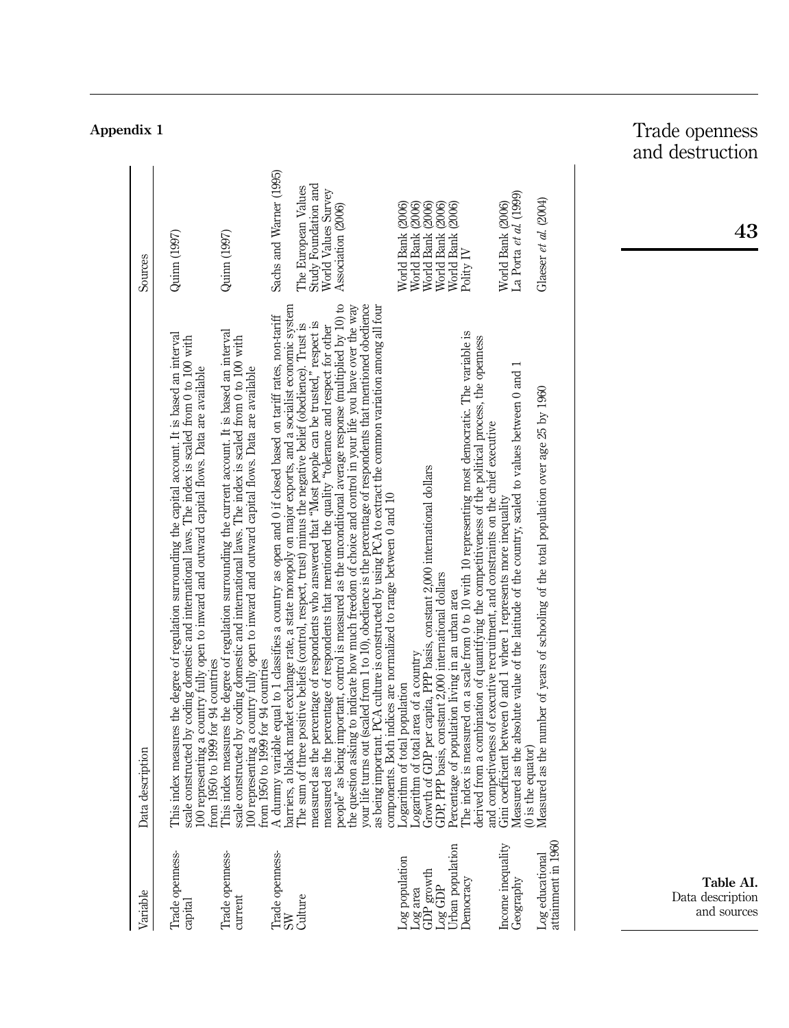## Appendix 1

**Table AI.** Data description and sources

| Variable | Data description | Sources |
|---|---|---|
| Trade openness-capital | This index measures the degree of regulation surrounding the capital account. It is based an interval scale constructed by coding domestic and international laws. The index is scaled from 0 to 100 with 100 representing a country fully open to inward and outward capital flows. Data are available from 1950 to 1999 for 94 countries | Quinn (1997) |
| Trade openness-current | This index measures the degree of regulation surrounding the current account. It is based an interval scale constructed by coding domestic and international laws. The index is scaled from 0 to 100 with 100 representing a country fully open to inward and outward capital flows. Data are available from 1950 to 1999 for 94 countries | Quinn (1997) |
| Trade openness-SW | A dummy variable equal to 1 classifies a country as open and 0 if closed based on tariff rates, non-tariff barriers, a black market exchange rate, a state monopoly on major exports, and a socialist economic system | Sachs and Warner (1995) |
| Culture | The sum of three positive beliefs (control, respect, trust) minus the negative belief (obedience). Trust is measured as the percentage of respondents who answered that "Most people can be trusted," respect is measured as the percentage of respondents that mentioned the quality "tolerance and respect for other people" as being important, control is measured as the unconditional average response (multiplied by 10) to the question asking to indicate how much freedom of choice and control in your life you have over the way your life turns out (scaled from 1 to 10), obedience is the percentage of respondents that mentioned obedience as being important. PCA culture is constructed by using PCA to extract the common variation among all four components. Both indices are normalized to range between 0 and 10 | The European Values Study Foundation and World Values Survey Association (2006) |
| Log population | Logarithm of total population | World Bank (2006) |
| Log area | Logarithm of total area of a country | World Bank (2006) |
| GDP growth | Growth of GDP per capita, PPP basis, constant 2,000 international dollars | World Bank (2006) |
| Log GDP | GDP, PPP basis, constant 2,000 international dollars | World Bank (2006) |
| Urban population | Percentage of population living in an urban area | World Bank (2006) |
| Democracy | The index is measured on a scale from 0 to 10 with 10 representing most democratic. The variable is derived from a combination of quantifying the competitiveness of the political process, the openness and competiveness of executive recruitment, and constraints on the chief executive | Polity IV |
| Income inequality | Gini coefficient between 0 and 1 where 1 represents more inequality | World Bank (2006) |
| Geography | Measured as the absolute value of the latitude of the country, scaled to values between 0 and 1 (0 is the equator) | La Porta *et al.* (1999) |
| Log educational attainment in 1960 | Measured as the number of years of schooling of the total population over age 25 by 1960 | Glaeser *et al.* (2004) |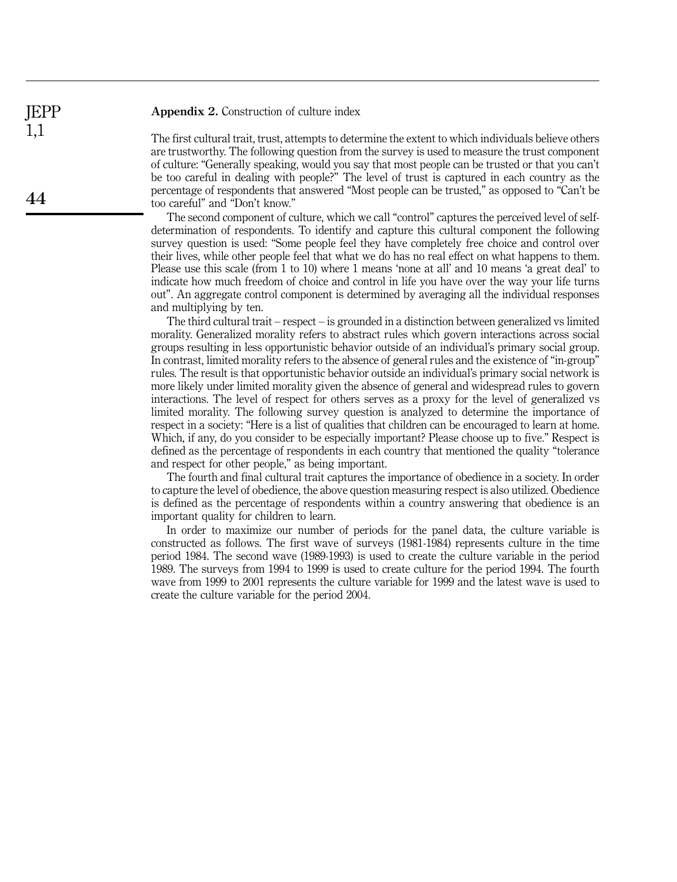**Appendix 2.** Construction of culture index

The first cultural trait, trust, attempts to determine the extent to which individuals believe others are trustworthy. The following question from the survey is used to measure the trust component of culture: "Generally speaking, would you say that most people can be trusted or that you can't be too careful in dealing with people?" The level of trust is captured in each country as the percentage of respondents that answered "Most people can be trusted," as opposed to "Can't be too careful" and "Don't know."

The second component of culture, which we call "control" captures the perceived level of self-determination of respondents. To identify and capture this cultural component the following survey question is used: "Some people feel they have completely free choice and control over their lives, while other people feel that what we do has no real effect on what happens to them. Please use this scale (from 1 to 10) where 1 means 'none at all' and 10 means 'a great deal' to indicate how much freedom of choice and control in life you have over the way your life turns out". An aggregate control component is determined by averaging all the individual responses and multiplying by ten.

The third cultural trait – respect – is grounded in a distinction between generalized vs limited morality. Generalized morality refers to abstract rules which govern interactions across social groups resulting in less opportunistic behavior outside of an individual's primary social group. In contrast, limited morality refers to the absence of general rules and the existence of "in-group" rules. The result is that opportunistic behavior outside an individual's primary social network is more likely under limited morality given the absence of general and widespread rules to govern interactions. The level of respect for others serves as a proxy for the level of generalized vs limited morality. The following survey question is analyzed to determine the importance of respect in a society: "Here is a list of qualities that children can be encouraged to learn at home. Which, if any, do you consider to be especially important? Please choose up to five." Respect is defined as the percentage of respondents in each country that mentioned the quality "tolerance and respect for other people," as being important.

The fourth and final cultural trait captures the importance of obedience in a society. In order to capture the level of obedience, the above question measuring respect is also utilized. Obedience is defined as the percentage of respondents within a country answering that obedience is an important quality for children to learn.

In order to maximize our number of periods for the panel data, the culture variable is constructed as follows. The first wave of surveys (1981-1984) represents culture in the time period 1984. The second wave (1989-1993) is used to create the culture variable in the period 1989. The surveys from 1994 to 1999 is used to create culture for the period 1994. The fourth wave from 1999 to 2001 represents the culture variable for 1999 and the latest wave is used to create the culture variable for the period 2004.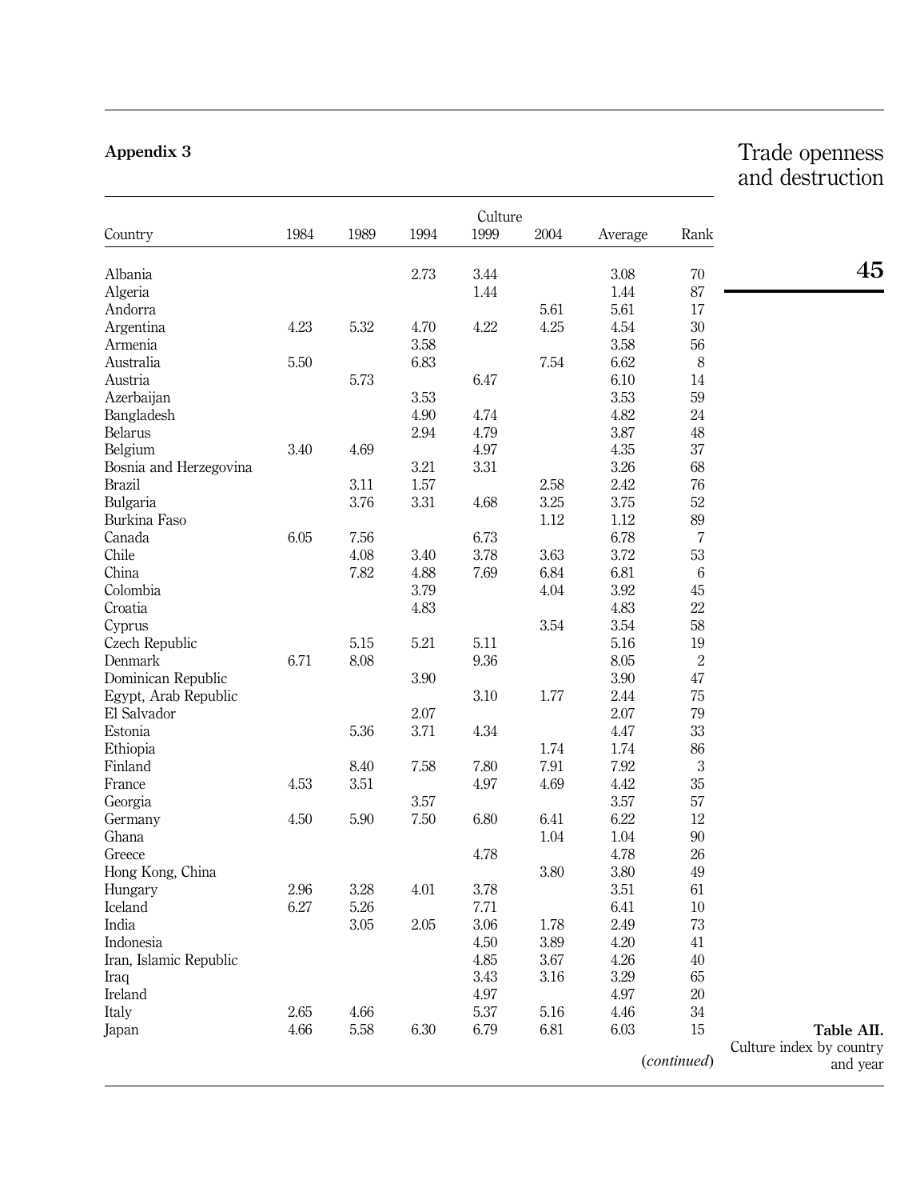## Appendix 3

| Country | Culture | | | | | | |
|---|---|---|---|---|---|---|---|
| | 1984 | 1989 | 1994 | 1999 | 2004 | Average | Rank |
| Albania | | | 2.73 | 3.44 | | 3.08 | 70 |
| Algeria | | | | 1.44 | | 1.44 | 87 |
| Andorra | | | | | 5.61 | 5.61 | 17 |
| Argentina | 4.23 | 5.32 | 4.70 | 4.22 | 4.25 | 4.54 | 30 |
| Armenia | | | 3.58 | | | 3.58 | 56 |
| Australia | 5.50 | | 6.83 | | 7.54 | 6.62 | 8 |
| Austria | | 5.73 | | 6.47 | | 6.10 | 14 |
| Azerbaijan | | | 3.53 | | | 3.53 | 59 |
| Bangladesh | | | 4.90 | 4.74 | | 4.82 | 24 |
| Belarus | | | 2.94 | 4.79 | | 3.87 | 48 |
| Belgium | 3.40 | 4.69 | | 4.97 | | 4.35 | 37 |
| Bosnia and Herzegovina | | | 3.21 | 3.31 | | 3.26 | 68 |
| Brazil | | 3.11 | 1.57 | | 2.58 | 2.42 | 76 |
| Bulgaria | | 3.76 | 3.31 | 4.68 | 3.25 | 3.75 | 52 |
| Burkina Faso | | | | | 1.12 | 1.12 | 89 |
| Canada | 6.05 | 7.56 | | 6.73 | | 6.78 | 7 |
| Chile | | 4.08 | 3.40 | 3.78 | 3.63 | 3.72 | 53 |
| China | | 7.82 | 4.88 | 7.69 | 6.84 | 6.81 | 6 |
| Colombia | | | 3.79 | | 4.04 | 3.92 | 45 |
| Croatia | | | 4.83 | | | 4.83 | 22 |
| Cyprus | | | | | 3.54 | 3.54 | 58 |
| Czech Republic | | 5.15 | 5.21 | 5.11 | | 5.16 | 19 |
| Denmark | 6.71 | 8.08 | | 9.36 | | 8.05 | 2 |
| Dominican Republic | | | 3.90 | | | 3.90 | 47 |
| Egypt, Arab Republic | | | | 3.10 | 1.77 | 2.44 | 75 |
| El Salvador | | | 2.07 | | | 2.07 | 79 |
| Estonia | | 5.36 | 3.71 | 4.34 | | 4.47 | 33 |
| Ethiopia | | | | | 1.74 | 1.74 | 86 |
| Finland | | 8.40 | 7.58 | 7.80 | 7.91 | 7.92 | 3 |
| France | 4.53 | 3.51 | | 4.97 | 4.69 | 4.42 | 35 |
| Georgia | | | 3.57 | | | 3.57 | 57 |
| Germany | 4.50 | 5.90 | 7.50 | 6.80 | 6.41 | 6.22 | 12 |
| Ghana | | | | | 1.04 | 1.04 | 90 |
| Greece | | | | 4.78 | | 4.78 | 26 |
| Hong Kong, China | | | | | 3.80 | 3.80 | 49 |
| Hungary | 2.96 | 3.28 | 4.01 | 3.78 | | 3.51 | 61 |
| Iceland | 6.27 | 5.26 | | 7.71 | | 6.41 | 10 |
| India | | 3.05 | 2.05 | 3.06 | 1.78 | 2.49 | 73 |
| Indonesia | | | | 4.50 | 3.89 | 4.20 | 41 |
| Iran, Islamic Republic | | | | 4.85 | 3.67 | 4.26 | 40 |
| Iraq | | | | 3.43 | 3.16 | 3.29 | 65 |
| Ireland | | | | 4.97 | | 4.97 | 20 |
| Italy | 2.65 | 4.66 | | 5.37 | 5.16 | 4.46 | 34 |
| Japan | 4.66 | 5.58 | 6.30 | 6.79 | 6.81 | 6.03 | 15 |

(*continued*)

**Table AII.** Culture index by country and year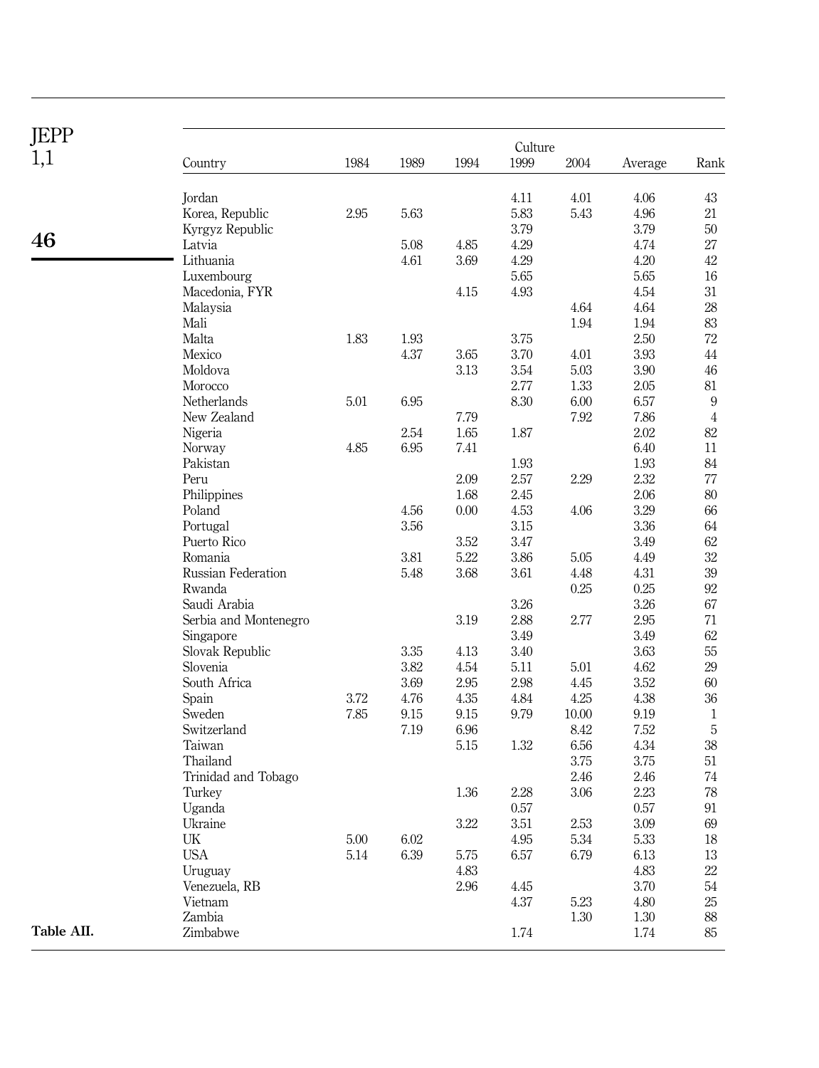| Country | 1984 | 1989 | 1994 | Culture 1999 | 2004 | Average | Rank |
|---|---|---|---|---|---|---|---|
| Jordan | | | | 4.11 | 4.01 | 4.06 | 43 |
| Korea, Republic | 2.95 | 5.63 | | 5.83 | 5.43 | 4.96 | 21 |
| Kyrgyz Republic | | | | 3.79 | | 3.79 | 50 |
| Latvia | | 5.08 | 4.85 | 4.29 | | 4.74 | 27 |
| Lithuania | | 4.61 | 3.69 | 4.29 | | 4.20 | 42 |
| Luxembourg | | | | 5.65 | | 5.65 | 16 |
| Macedonia, FYR | | | 4.15 | 4.93 | | 4.54 | 31 |
| Malaysia | | | | | 4.64 | 4.64 | 28 |
| Mali | | | | | 1.94 | 1.94 | 83 |
| Malta | 1.83 | 1.93 | | 3.75 | | 2.50 | 72 |
| Mexico | | 4.37 | 3.65 | 3.70 | 4.01 | 3.93 | 44 |
| Moldova | | | 3.13 | 3.54 | 5.03 | 3.90 | 46 |
| Morocco | | | | 2.77 | 1.33 | 2.05 | 81 |
| Netherlands | 5.01 | 6.95 | | 8.30 | 6.00 | 6.57 | 9 |
| New Zealand | | | 7.79 | | 7.92 | 7.86 | 4 |
| Nigeria | | 2.54 | 1.65 | 1.87 | | 2.02 | 82 |
| Norway | 4.85 | 6.95 | 7.41 | | | 6.40 | 11 |
| Pakistan | | | | 1.93 | | 1.93 | 84 |
| Peru | | | 2.09 | 2.57 | 2.29 | 2.32 | 77 |
| Philippines | | | 1.68 | 2.45 | | 2.06 | 80 |
| Poland | | 4.56 | 0.00 | 4.53 | 4.06 | 3.29 | 66 |
| Portugal | | 3.56 | | 3.15 | | 3.36 | 64 |
| Puerto Rico | | | 3.52 | 3.47 | | 3.49 | 62 |
| Romania | | 3.81 | 5.22 | 3.86 | 5.05 | 4.49 | 32 |
| Russian Federation | | 5.48 | 3.68 | 3.61 | 4.48 | 4.31 | 39 |
| Rwanda | | | | | 0.25 | 0.25 | 92 |
| Saudi Arabia | | | | 3.26 | | 3.26 | 67 |
| Serbia and Montenegro | | | 3.19 | 2.88 | 2.77 | 2.95 | 71 |
| Singapore | | | | 3.49 | | 3.49 | 62 |
| Slovak Republic | | 3.35 | 4.13 | 3.40 | | 3.63 | 55 |
| Slovenia | | 3.82 | 4.54 | 5.11 | 5.01 | 4.62 | 29 |
| South Africa | | 3.69 | 2.95 | 2.98 | 4.45 | 3.52 | 60 |
| Spain | 3.72 | 4.76 | 4.35 | 4.84 | 4.25 | 4.38 | 36 |
| Sweden | 7.85 | 9.15 | 9.15 | 9.79 | 10.00 | 9.19 | 1 |
| Switzerland | | 7.19 | 6.96 | | 8.42 | 7.52 | 5 |
| Taiwan | | | 5.15 | 1.32 | 6.56 | 4.34 | 38 |
| Thailand | | | | | 3.75 | 3.75 | 51 |
| Trinidad and Tobago | | | | | 2.46 | 2.46 | 74 |
| Turkey | | | 1.36 | 2.28 | 3.06 | 2.23 | 78 |
| Uganda | | | | 0.57 | | 0.57 | 91 |
| Ukraine | | | 3.22 | 3.51 | 2.53 | 3.09 | 69 |
| UK | 5.00 | 6.02 | | 4.95 | 5.34 | 5.33 | 18 |
| USA | 5.14 | 6.39 | 5.75 | 6.57 | 6.79 | 6.13 | 13 |
| Uruguay | | | 4.83 | | | 4.83 | 22 |
| Venezuela, RB | | | 2.96 | 4.45 | | 3.70 | 54 |
| Vietnam | | | | 4.37 | 5.23 | 4.80 | 25 |
| Zambia | | | | | 1.30 | 1.30 | 88 |
| Zimbabwe | | | | 1.74 | | 1.74 | 85 |

**Table AII.**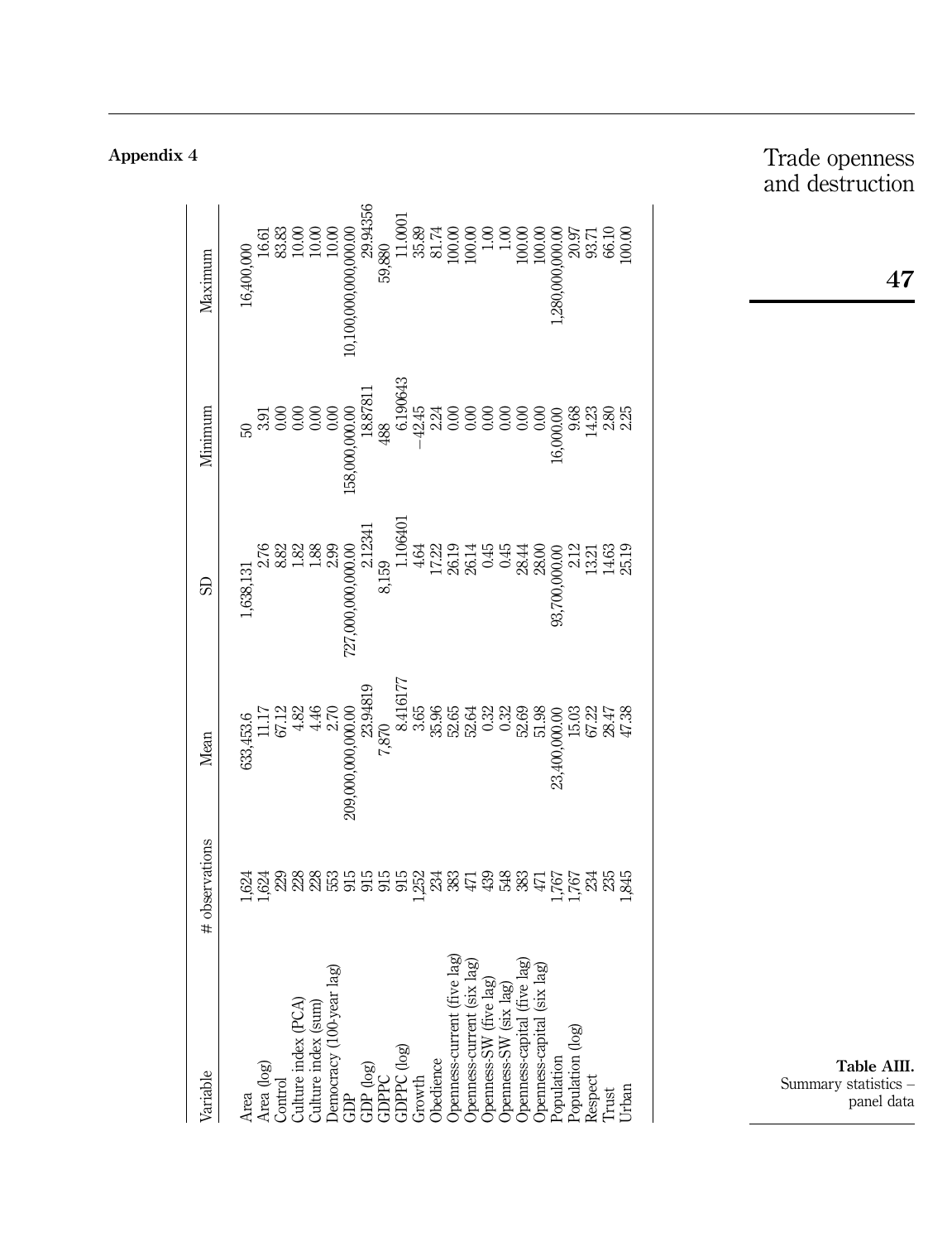## Appendix 4

**Table AIII.** Summary statistics – panel data

| Variable | # observations | Mean | SD | Minimum | Maximum |
|---|---|---|---|---|---|
| Area | 1,624 | 633,453.6 | 1,638,131 | 50 | 16,400,000 |
| Area (log) | 1,624 | 11.17 | 2.76 | 3.91 | 16.61 |
| Control | 229 | 67.12 | 8.82 | 0.00 | 83.83 |
| Culture index (PCA) | 228 | 4.82 | 1.82 | 0.00 | 10.00 |
| Culture index (sum) | 228 | 4.46 | 1.88 | 0.00 | 10.00 |
| Democracy (100-year lag) | 553 | 2.70 | 2.99 | 0.00 | 10.00 |
| GDP | 915 | 209,000,000,000.00 | 727,000,000,000.00 | 158,000,000.00 | 10,100,000,000,000.00 |
| GDP (log) | 915 | 23.94819 | 2.12341 | 18.87811 | 29.94356 |
| GDPPC | 915 | 7,870 | 8,159 | 488 | 59,880 |
| GDPPC (log) | 915 | 8.416177 | 1.106401 | 6.190643 | 11.0001 |
| Growth | 1,252 | 3.65 | 4.64 | −42.45 | 35.89 |
| Obedience | 234 | 35.96 | 17.22 | 2.24 | 81.74 |
| Openness-current (five lag) | 383 | 52.65 | 26.19 | 0.00 | 100.00 |
| Openness-current (six lag) | 471 | 52.64 | 26.14 | 0.00 | 100.00 |
| Openness-SW (five lag) | 439 | 0.32 | 0.45 | 0.00 | 1.00 |
| Openness-SW (six lag) | 548 | 0.32 | 0.45 | 0.00 | 1.00 |
| Openness-capital (five lag) | 383 | 52.69 | 28.44 | 0.00 | 100.00 |
| Openness-capital (six lag) | 471 | 51.98 | 28.00 | 0.00 | 100.00 |
| Population | 1,767 | 23,400,000.00 | 93,700,000.00 | 16,000.00 | 1,280,000,000.00 |
| Population (log) | 1,767 | 15.03 | 2.12 | 9.68 | 20.97 |
| Respect | 234 | 67.22 | 13.21 | 14.23 | 93.71 |
| Trust | 235 | 28.47 | 14.63 | 2.80 | 66.10 |
| Urban | 1,845 | 47.38 | 25.19 | 2.25 | 100.00 |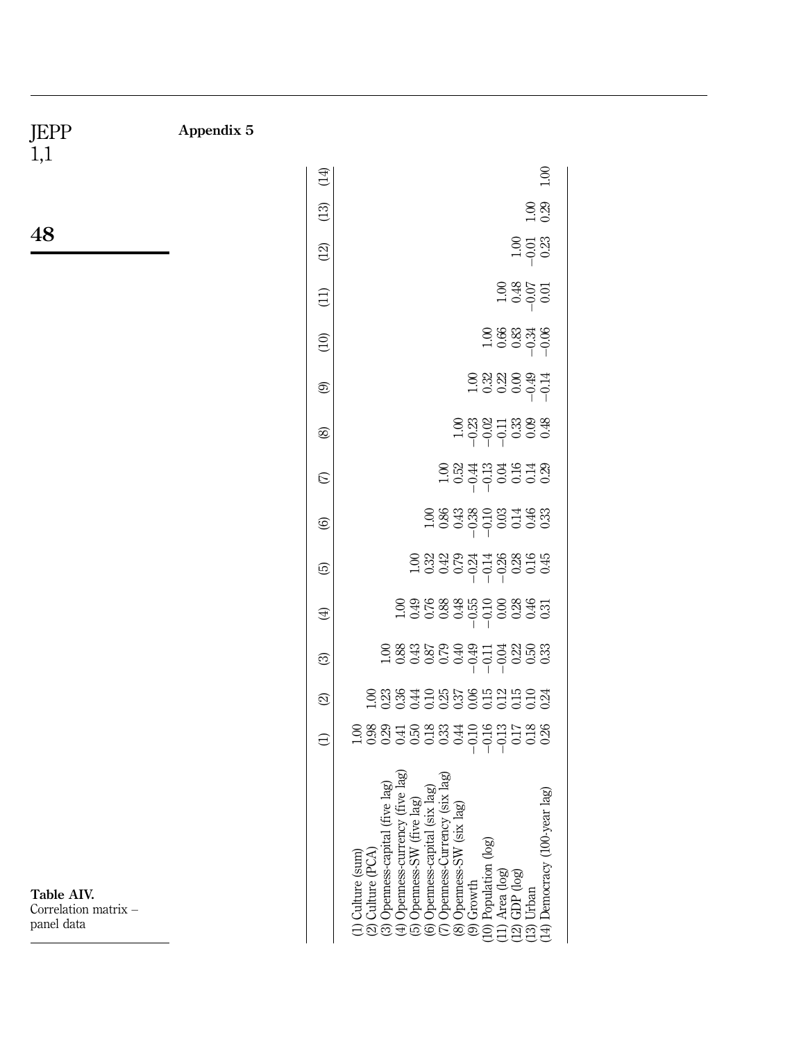## Appendix 5

**Table AIV.** Correlation matrix – panel data

| | (1) | (2) | (3) | (4) | (5) | (6) | (7) | (8) | (9) | (10) | (11) | (12) | (13) | (14) |
|---|---|---|---|---|---|---|---|---|---|---|---|---|---|---|
| (1) Culture (sum) | 1.00 | | | | | | | | | | | | | |
| (2) Culture (PCA) | 0.98 | 1.00 | | | | | | | | | | | | |
| (3) Openness-capital (five lag) | 0.29 | 0.23 | 1.00 | | | | | | | | | | | |
| (4) Openness-currency (five lag) | 0.41 | 0.36 | 0.88 | 1.00 | | | | | | | | | | |
| (5) Openness-SW (five lag) | 0.50 | 0.44 | 0.43 | 0.49 | 1.00 | | | | | | | | | |
| (6) Openness-capital (six lag) | 0.18 | 0.10 | 0.87 | 0.76 | 0.32 | 1.00 | | | | | | | | |
| (7) Openness-Currency (six lag) | 0.33 | 0.25 | 0.79 | 0.88 | 0.42 | 0.86 | 1.00 | | | | | | | |
| (8) Openness-SW (six lag) | 0.44 | 0.37 | 0.40 | 0.48 | 0.79 | 0.43 | 0.52 | 1.00 | | | | | | |
| (9) Growth | −0.10 | 0.06 | −0.49 | −0.55 | −0.24 | −0.38 | −0.44 | −0.23 | 1.00 | | | | | |
| (10) Population (log) | −0.16 | 0.15 | −0.11 | −0.10 | −0.14 | −0.10 | −0.13 | −0.02 | 0.32 | 1.00 | | | | |
| (11) Area (log) | −0.13 | 0.12 | −0.04 | 0.00 | −0.26 | 0.03 | 0.04 | −0.11 | 0.22 | 0.66 | 1.00 | | | |
| (12) GDP (log) | 0.17 | 0.15 | 0.22 | 0.28 | 0.28 | 0.14 | 0.16 | 0.33 | 0.00 | 0.83 | 0.48 | 1.00 | | |
| (13) Urban | 0.18 | 0.10 | 0.50 | 0.46 | 0.16 | 0.46 | 0.14 | 0.09 | −0.49 | −0.34 | −0.07 | −0.01 | 1.00 | |
| (14) Democracy (100-year lag) | 0.26 | 0.24 | 0.33 | 0.31 | 0.45 | 0.33 | 0.29 | 0.48 | −0.14 | −0.06 | 0.01 | 0.23 | 0.29 | 1.00 |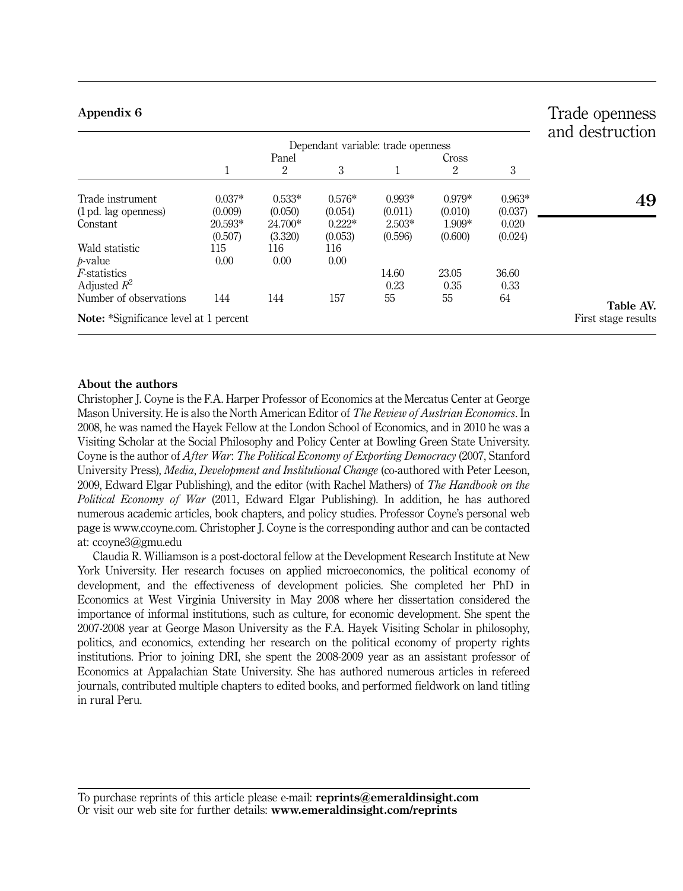## Appendix 6

**Table AV.** First stage results

| | Dependant variable: trade openness | | | | | |
|---|---|---|---|---|---|---|
| | Panel | | | Cross | | |
| | 1 | 2 | 3 | 1 | 2 | 3 |
| Trade instrument | 0.037* | 0.533* | 0.576* | 0.993* | 0.979* | 0.963* |
| (1 pd. lag openness) | (0.009) | (0.050) | (0.054) | (0.011) | (0.010) | (0.037) |
| Constant | 20.593* | 24.700* | 0.222* | 2.503* | 1.909* | 0.020 |
| | (0.507) | (3.320) | (0.053) | (0.596) | (0.600) | (0.024) |
| Wald statistic | 115 | 116 | 116 | | | |
| *p*-value | 0.00 | 0.00 | 0.00 | | | |
| *F*-statistics | | | | 14.60 | 23.05 | 36.60 |
| Adjusted $R^2$ | | | | 0.23 | 0.35 | 0.33 |
| Number of observations | 144 | 144 | 157 | 55 | 55 | 64 |

**Note:** *Significance level at 1 percent

### About the authors

Christopher J. Coyne is the F.A. Harper Professor of Economics at the Mercatus Center at George Mason University. He is also the North American Editor of *The Review of Austrian Economics*. In 2008, he was named the Hayek Fellow at the London School of Economics, and in 2010 he was a Visiting Scholar at the Social Philosophy and Policy Center at Bowling Green State University. Coyne is the author of *After War: The Political Economy of Exporting Democracy* (2007, Stanford University Press), *Media, Development and Institutional Change* (co-authored with Peter Leeson, 2009, Edward Elgar Publishing), and the editor (with Rachel Mathers) of *The Handbook on the Political Economy of War* (2011, Edward Elgar Publishing). In addition, he has authored numerous academic articles, book chapters, and policy studies. Professor Coyne's personal web page is www.ccoyne.com. Christopher J. Coyne is the corresponding author and can be contacted at: ccoyne3@gmu.edu

Claudia R. Williamson is a post-doctoral fellow at the Development Research Institute at New York University. Her research focuses on applied microeconomics, the political economy of development, and the effectiveness of development policies. She completed her PhD in Economics at West Virginia University in May 2008 where her dissertation considered the importance of informal institutions, such as culture, for economic development. She spent the 2007-2008 year at George Mason University as the F.A. Hayek Visiting Scholar in philosophy, politics, and economics, extending her research on the political economy of property rights institutions. Prior to joining DRI, she spent the 2008-2009 year as an assistant professor of Economics at Appalachian State University. She has authored numerous articles in refereed journals, contributed multiple chapters to edited books, and performed fieldwork on land titling in rural Peru.

To purchase reprints of this article please e-mail: **reprints@emeraldinsight.com**
Or visit our web site for further details: **www.emeraldinsight.com/reprints**